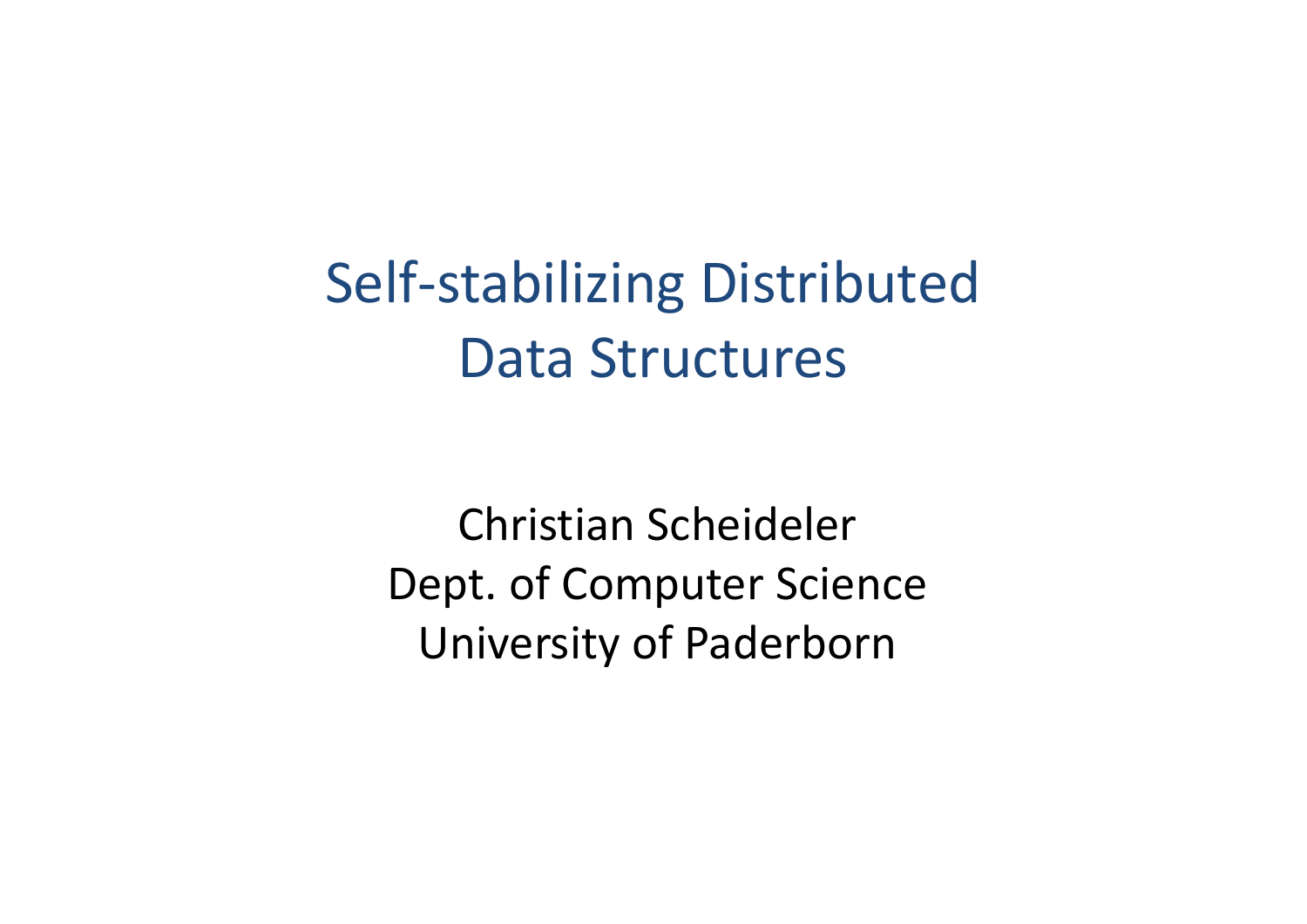# Self-stabilizing Distributed Data Structures

Christian Scheideler
Dept. of Computer Science
University of Paderborn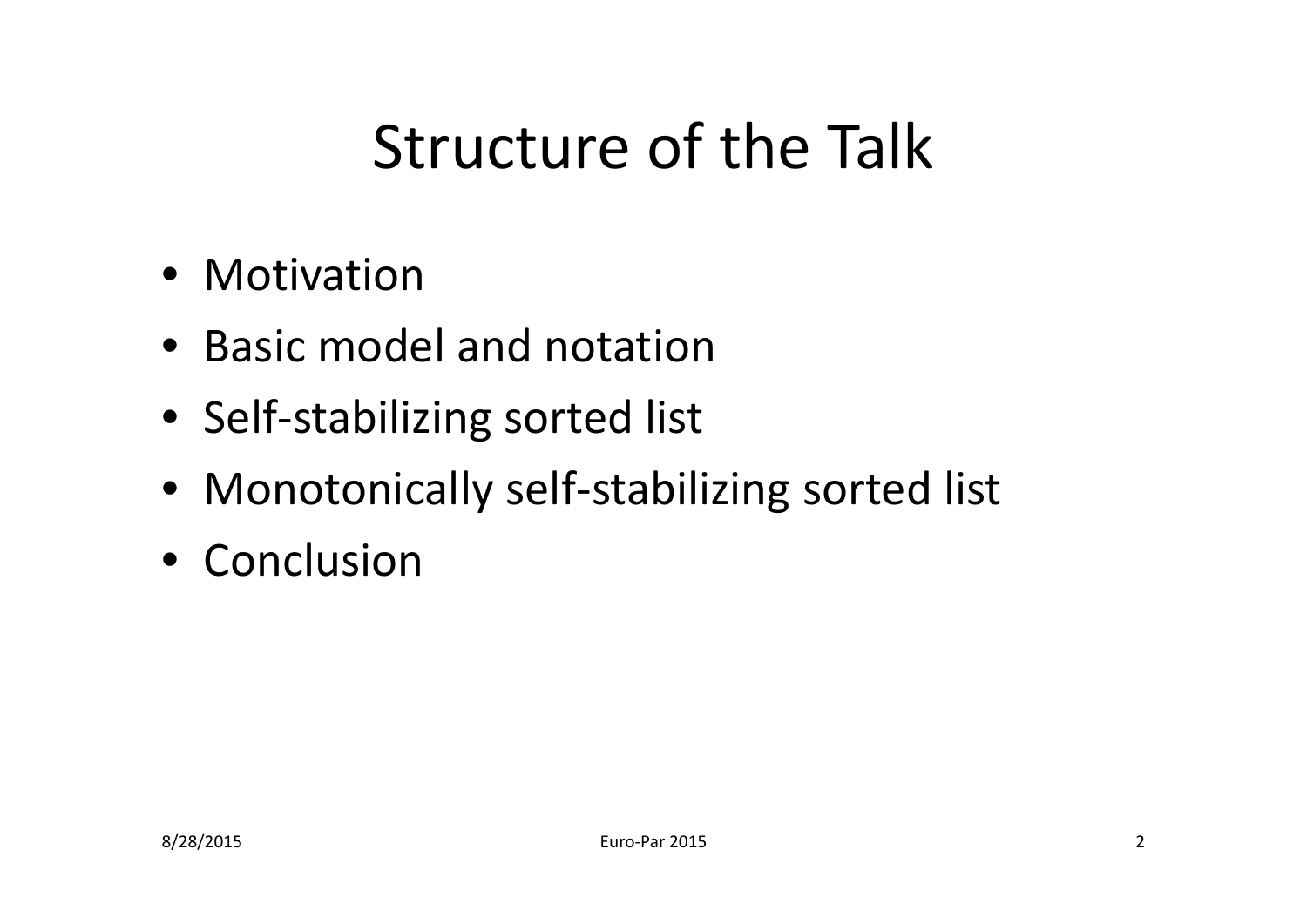# Structure of the Talk

- Motivation
- Basic model and notation
- Self-stabilizing sorted list
- Monotonically self-stabilizing sorted list
- Conclusion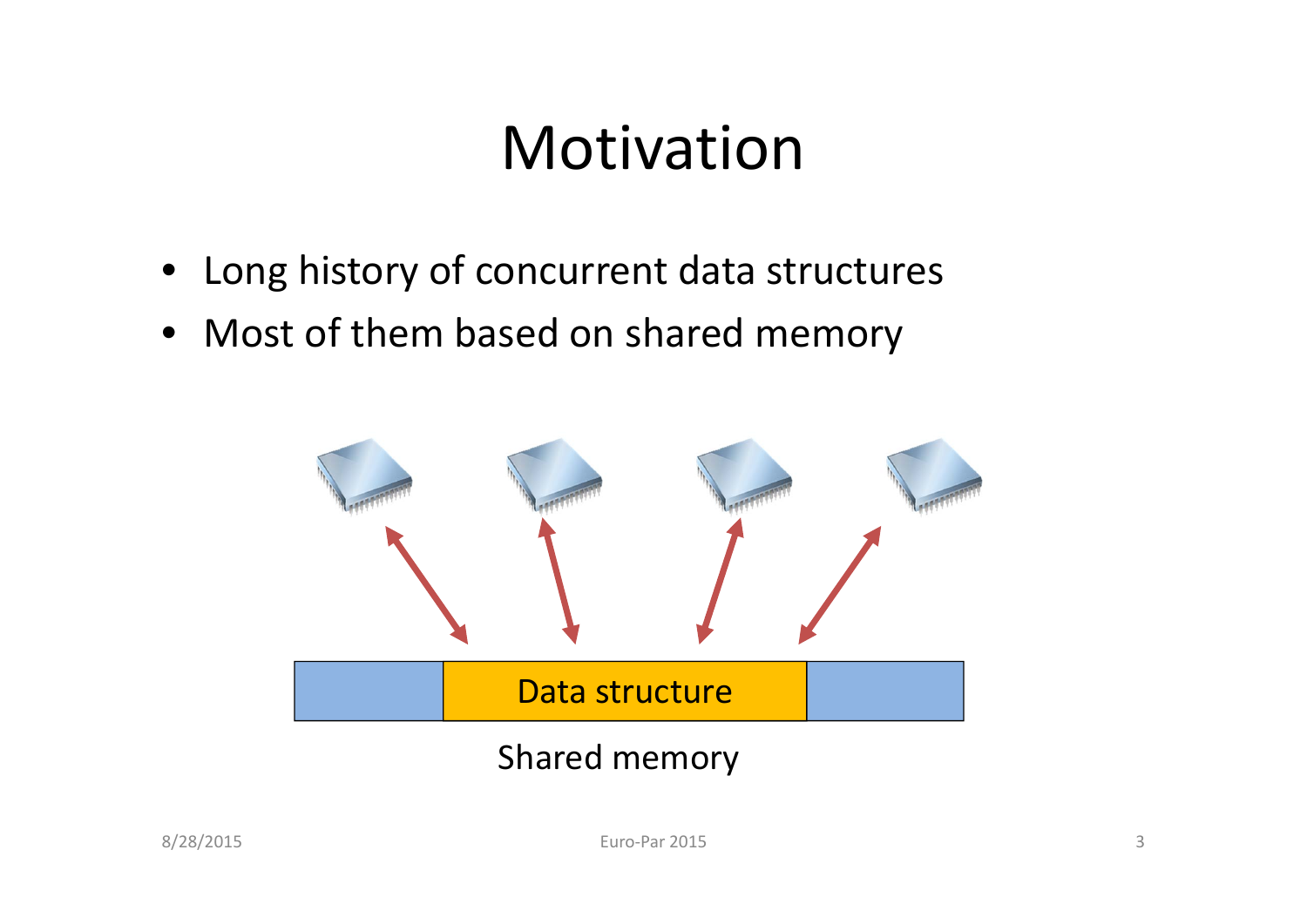# Motivation

- Long history of concurrent data structures
- Most of them based on shared memory

Data structure

Shared memory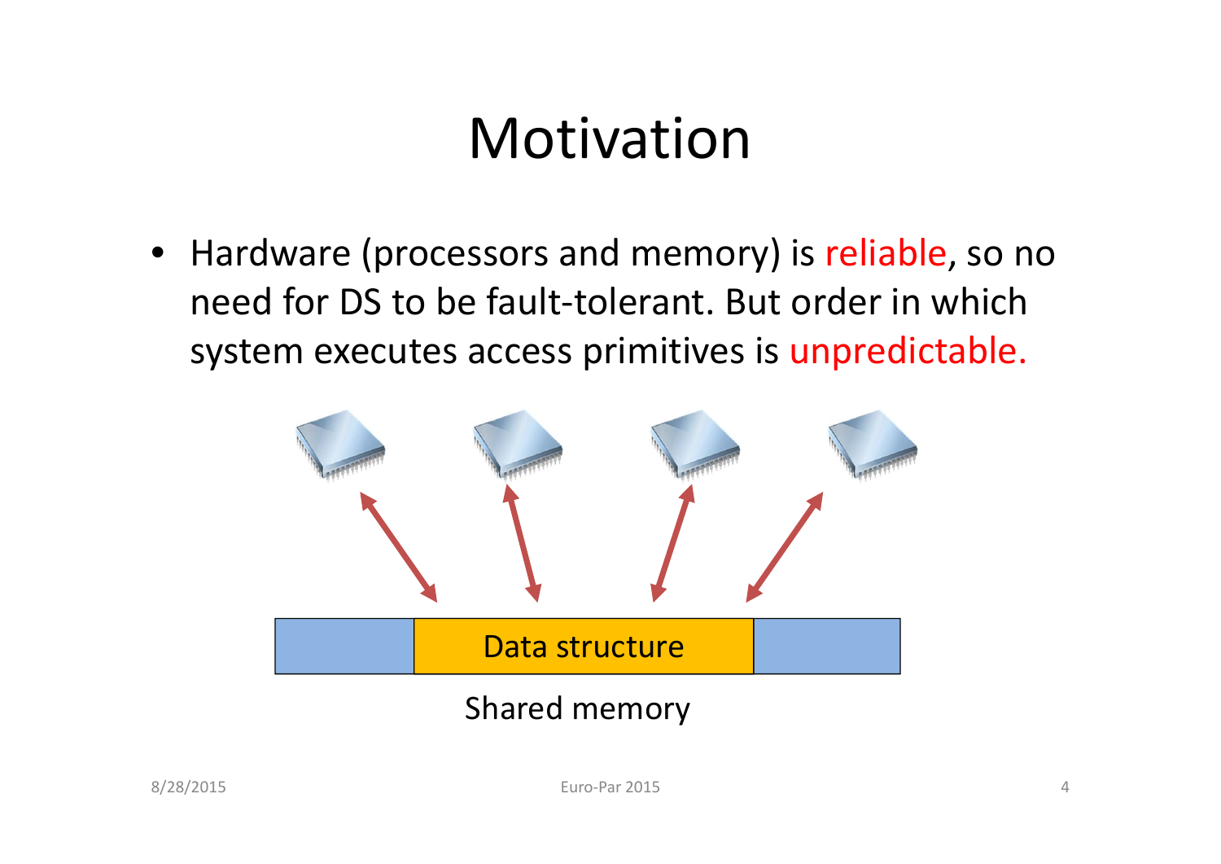# Motivation

- Hardware (processors and memory) is reliable, so no need for DS to be fault-tolerant. But order in which system executes access primitives is unpredictable.

Data structure

Shared memory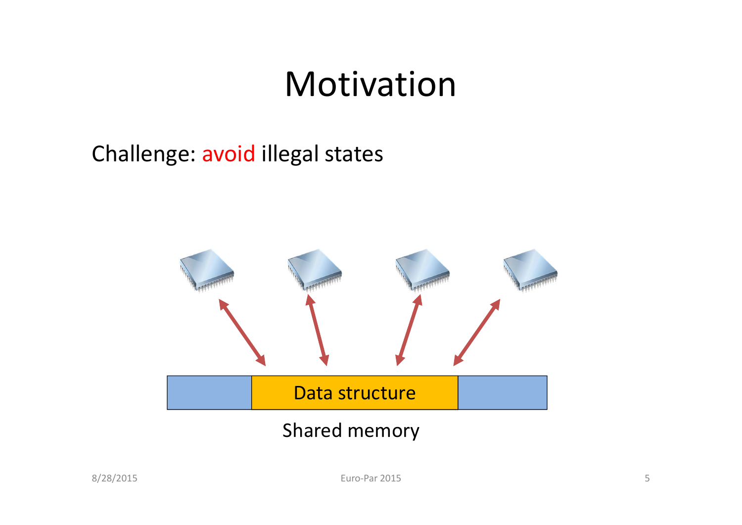# Motivation

Challenge: avoid illegal states

Data structure

Shared memory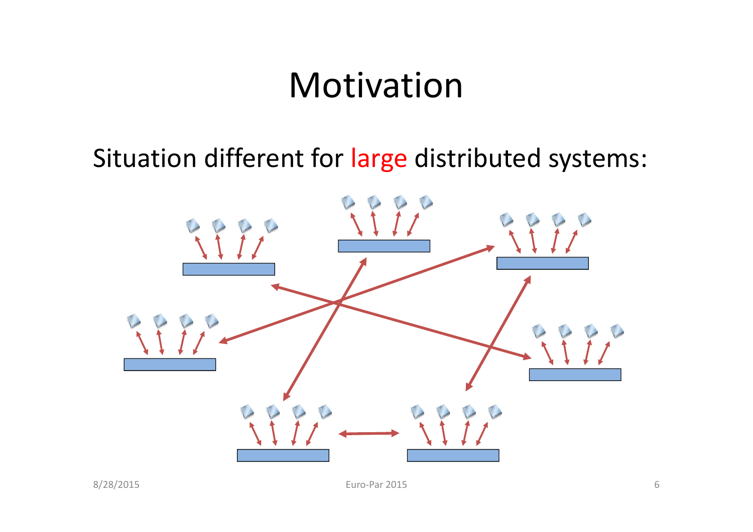# Motivation

Situation different for large distributed systems: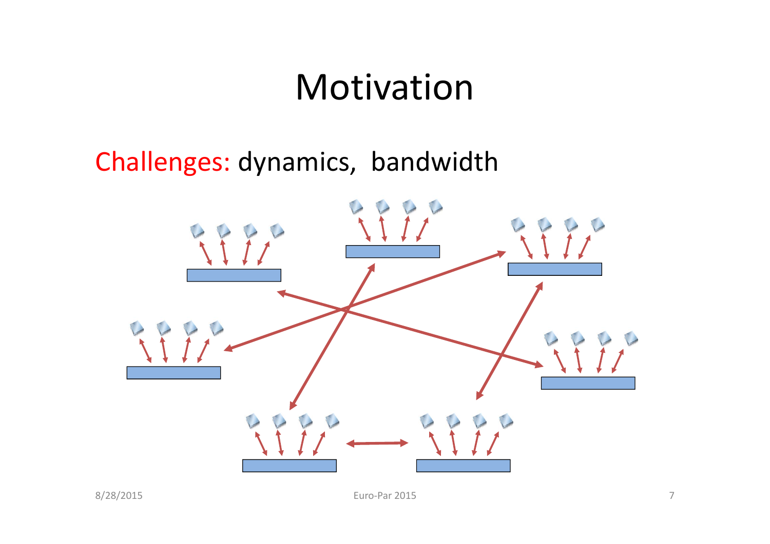# Motivation

Challenges: dynamics, bandwidth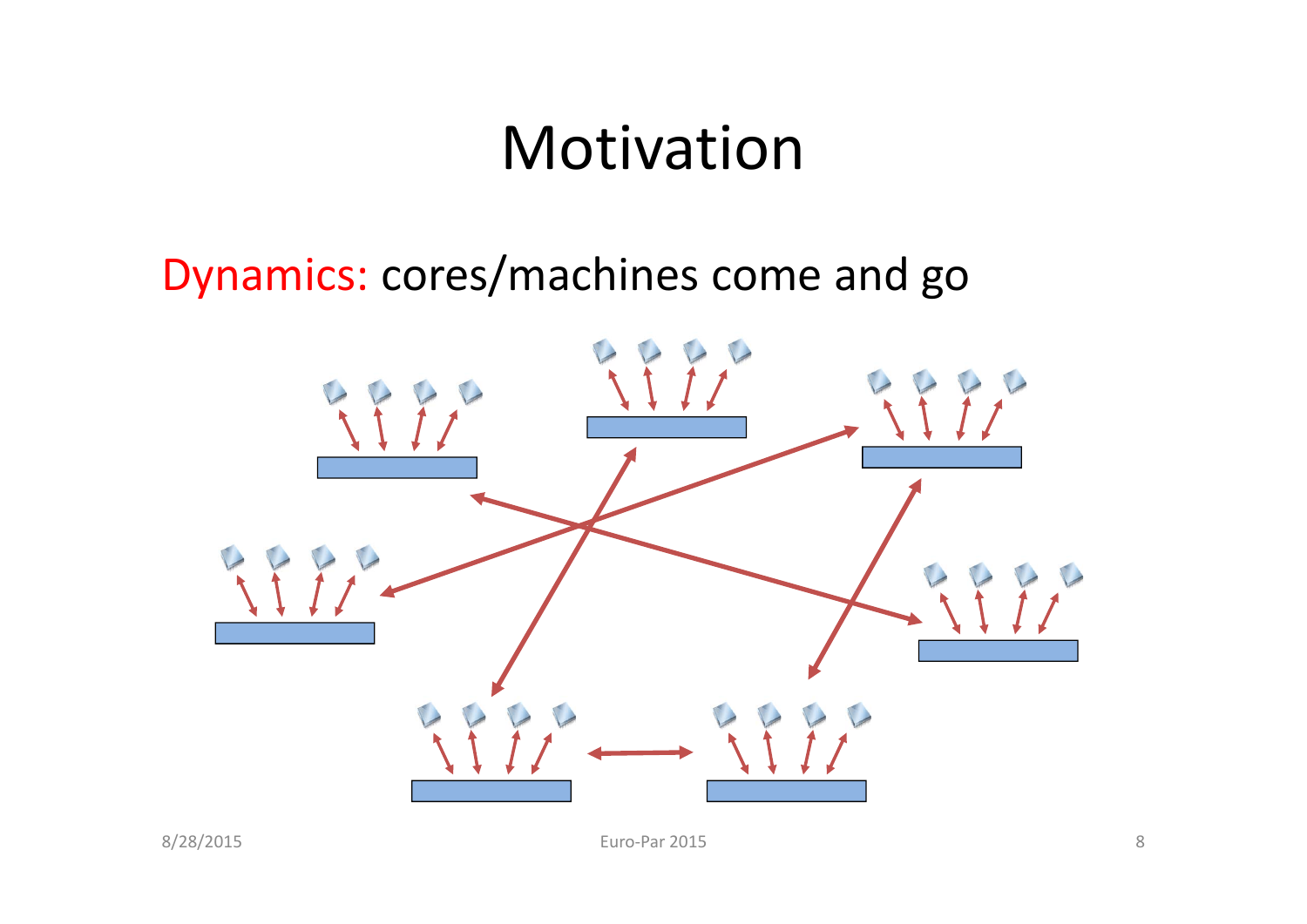# Motivation

Dynamics: cores/machines come and go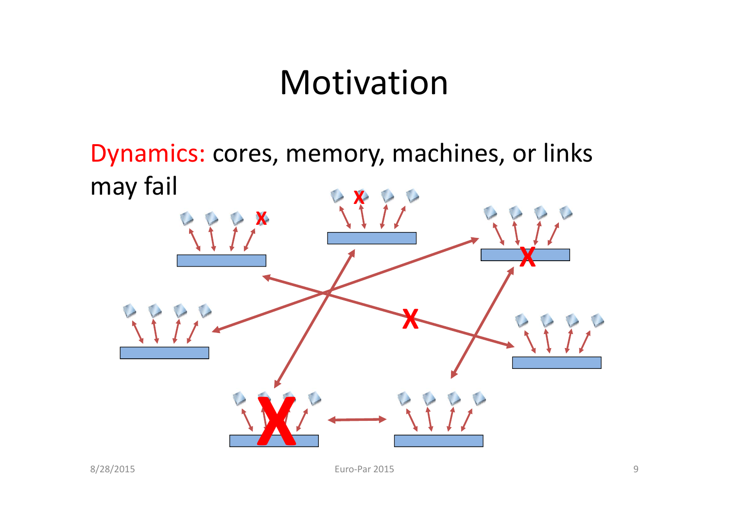# Motivation

Dynamics: cores, memory, machines, or links may fail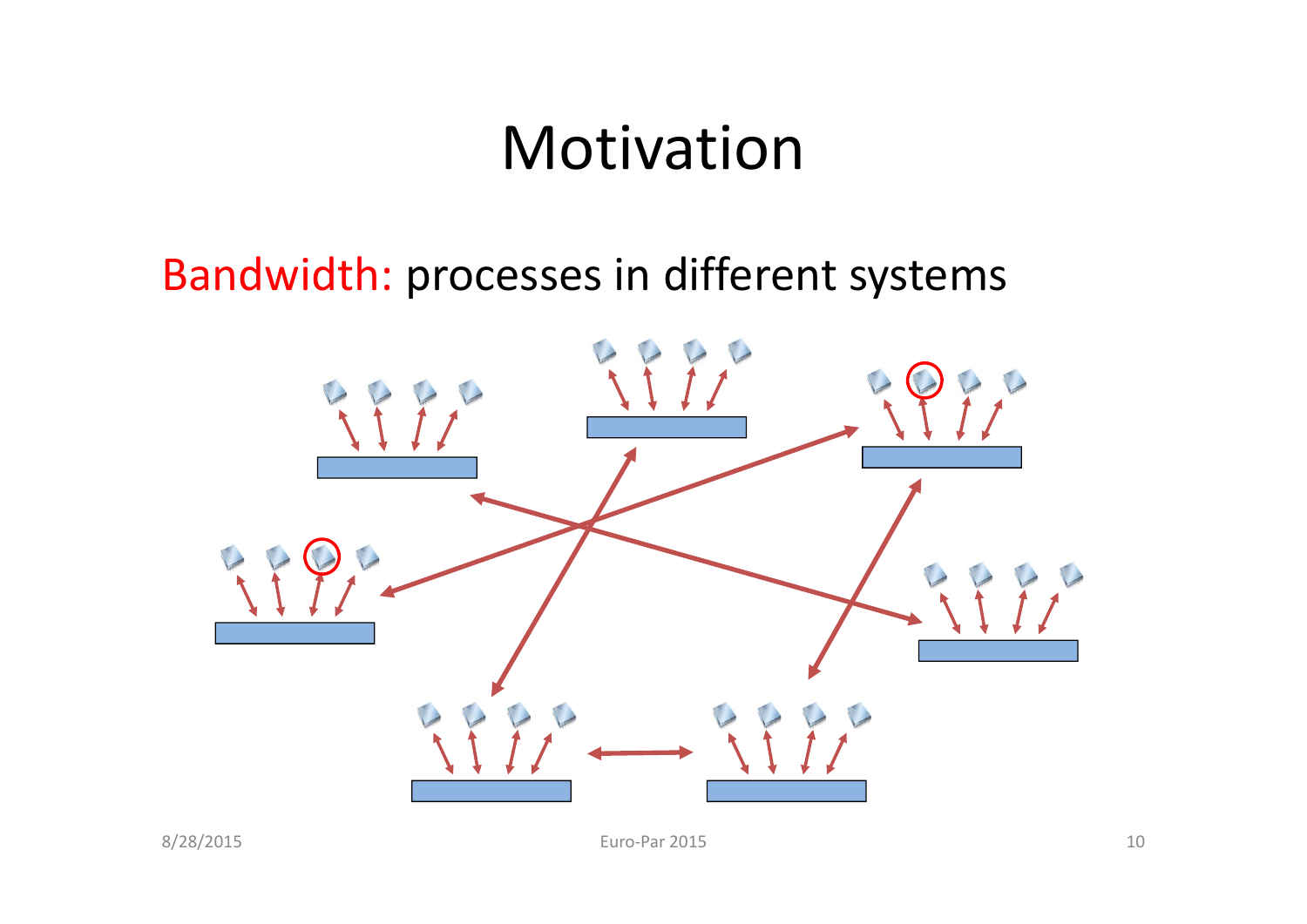# Motivation

Bandwidth: processes in different systems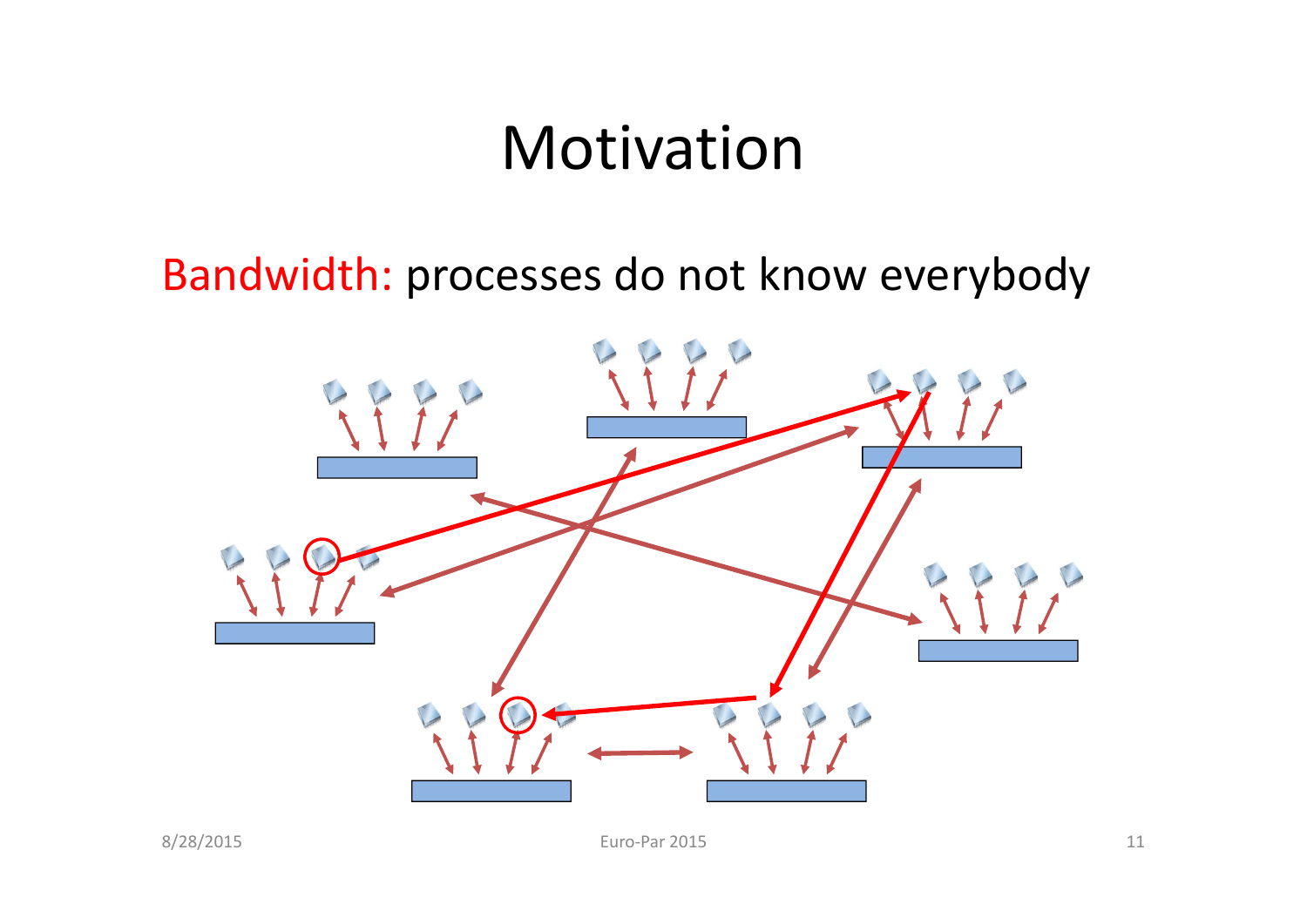# Motivation

Bandwidth: processes do not know everybody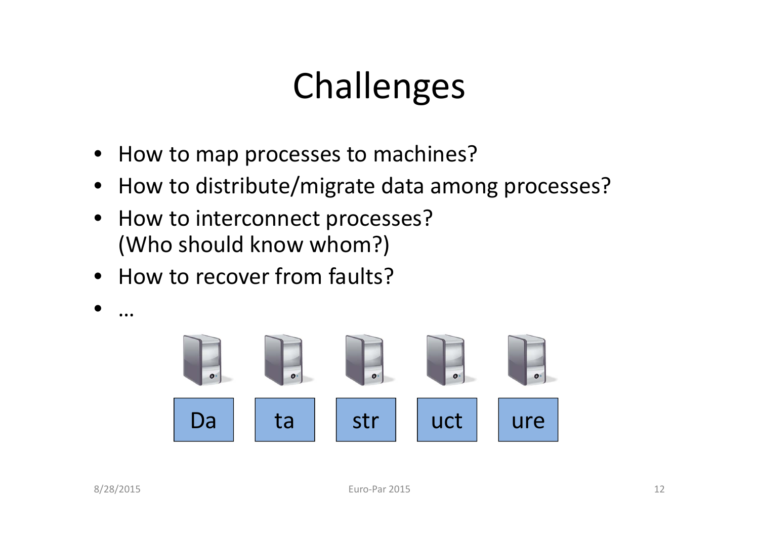# Challenges

- How to map processes to machines?
- How to distribute/migrate data among processes?
- How to interconnect processes? (Who should know whom?)
- How to recover from faults?
- …

Da | ta | str | uct | ure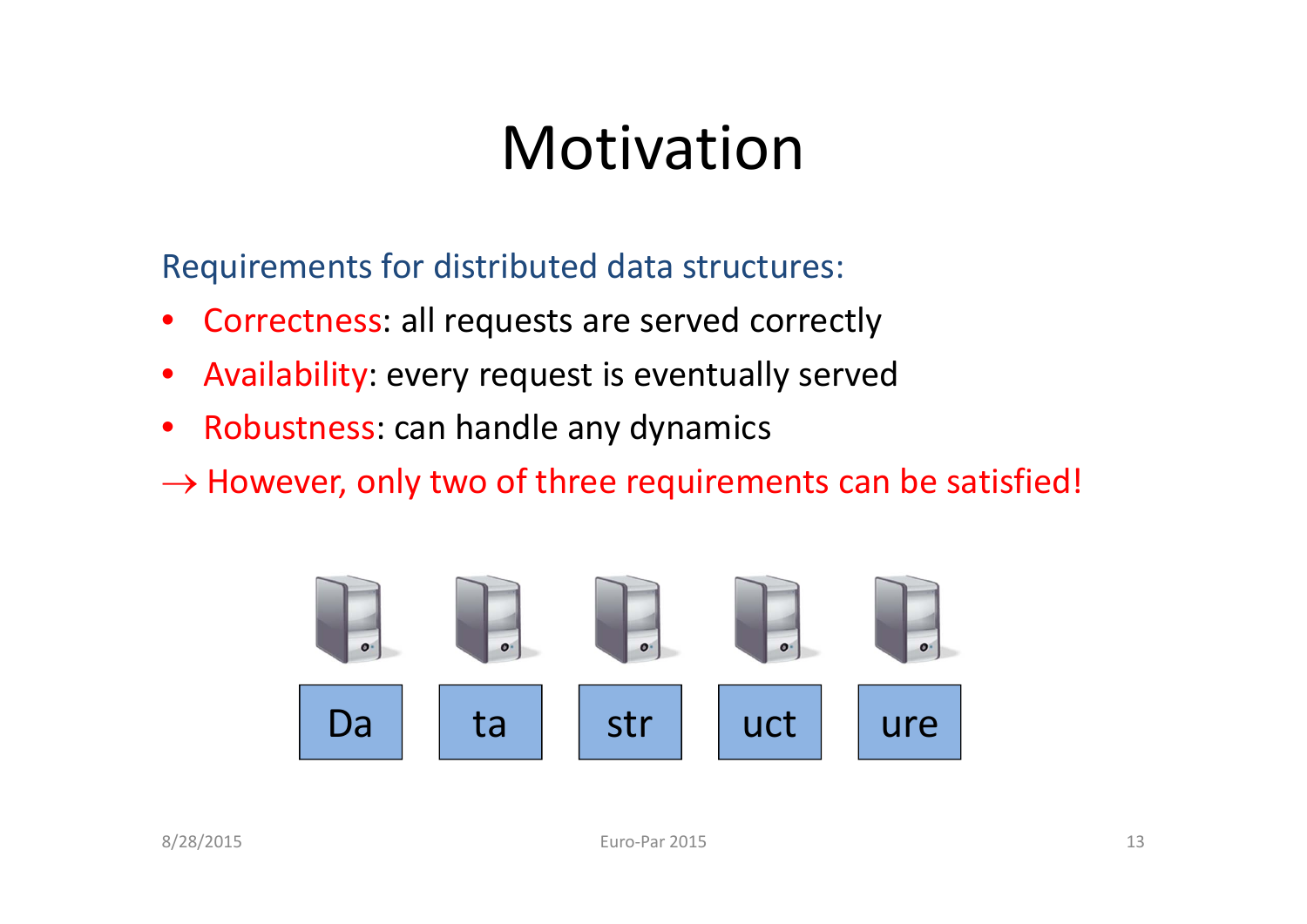# Motivation

Requirements for distributed data structures:

- Correctness: all requests are served correctly
- Availability: every request is eventually served
- Robustness: can handle any dynamics

→ However, only two of three requirements can be satisfied!

| Da | ta | str | uct | ure |
|---|---|---|---|---|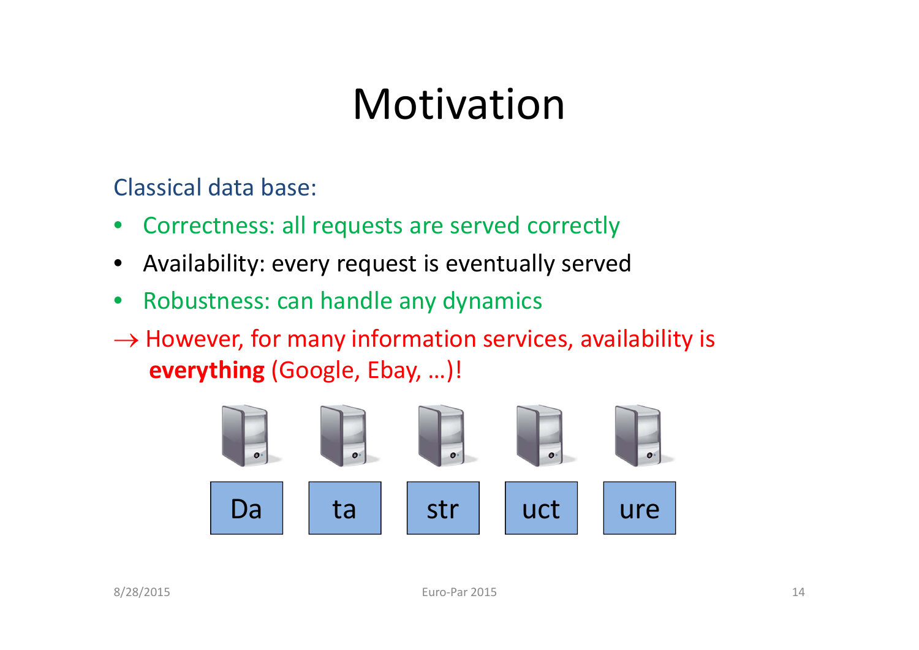# Motivation

Classical data base:

- Correctness: all requests are served correctly
- Availability: every request is eventually served
- Robustness: can handle any dynamics

→ However, for many information services, availability is **everything** (Google, Ebay, …)!

Da | ta | str | uct | ure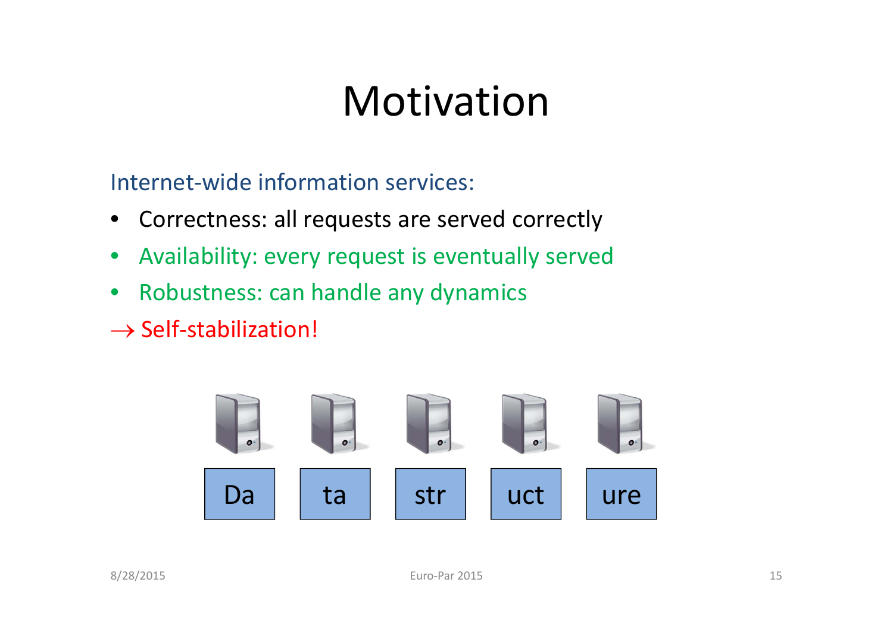# Motivation

Internet-wide information services:

- Correctness: all requests are served correctly
- Availability: every request is eventually served
- Robustness: can handle any dynamics

$\rightarrow$ Self-stabilization!

Da ta str uct ure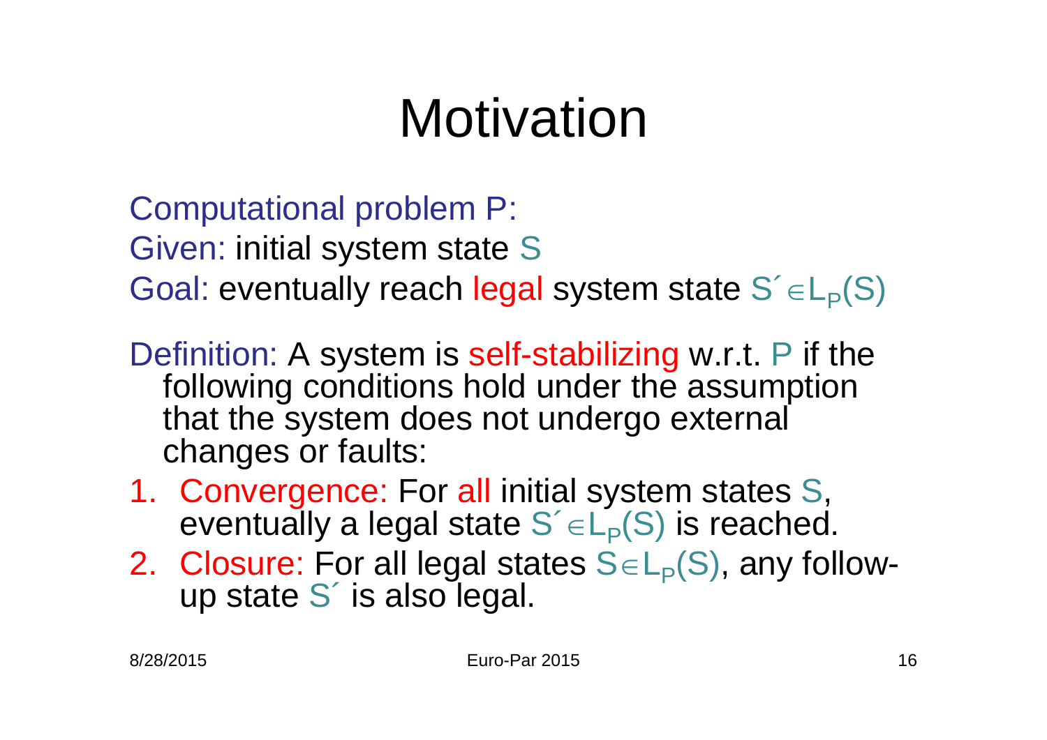# Motivation

Computational problem P:
Given: initial system state S
Goal: eventually reach legal system state $S' \in L_P(S)$

Definition: A system is self-stabilizing w.r.t. P if the following conditions hold under the assumption that the system does not undergo external changes or faults:

1. Convergence: For all initial system states S, eventually a legal state $S' \in L_P(S)$ is reached.
2. Closure: For all legal states $S \in L_P(S)$, any follow-up state $S'$ is also legal.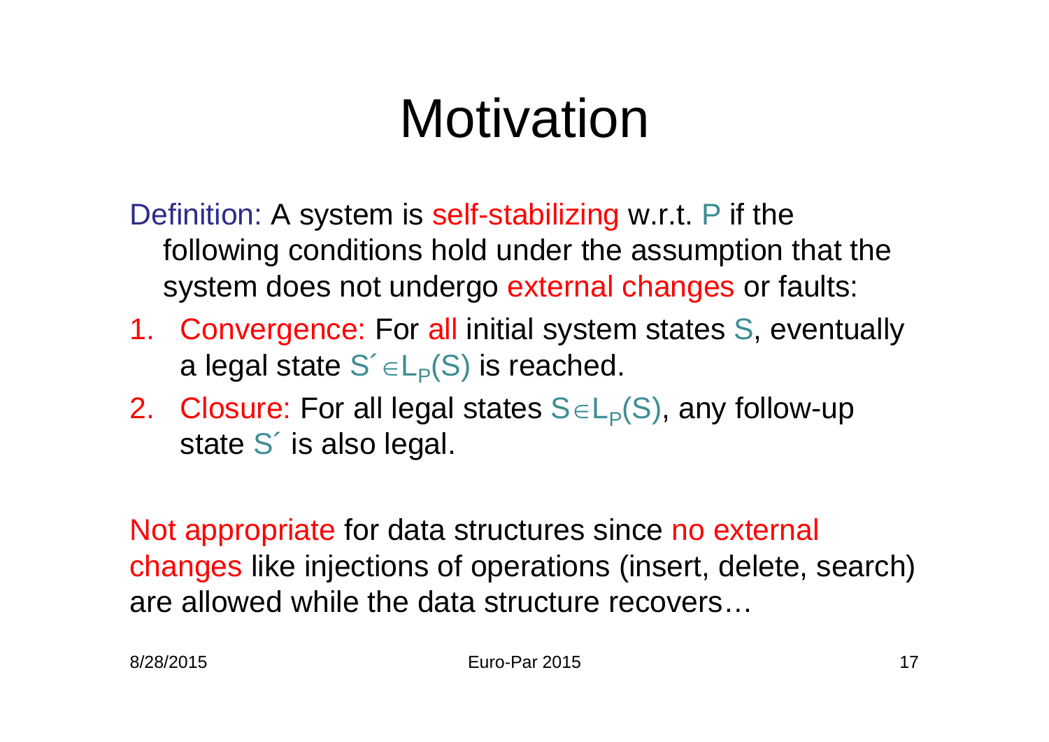# Motivation

Definition: A system is self-stabilizing w.r.t. P if the following conditions hold under the assumption that the system does not undergo external changes or faults:

1. Convergence: For all initial system states S, eventually a legal state $S' \in L_P(S)$ is reached.
2. Closure: For all legal states $S \in L_P(S)$, any follow-up state S´ is also legal.

Not appropriate for data structures since no external changes like injections of operations (insert, delete, search) are allowed while the data structure recovers…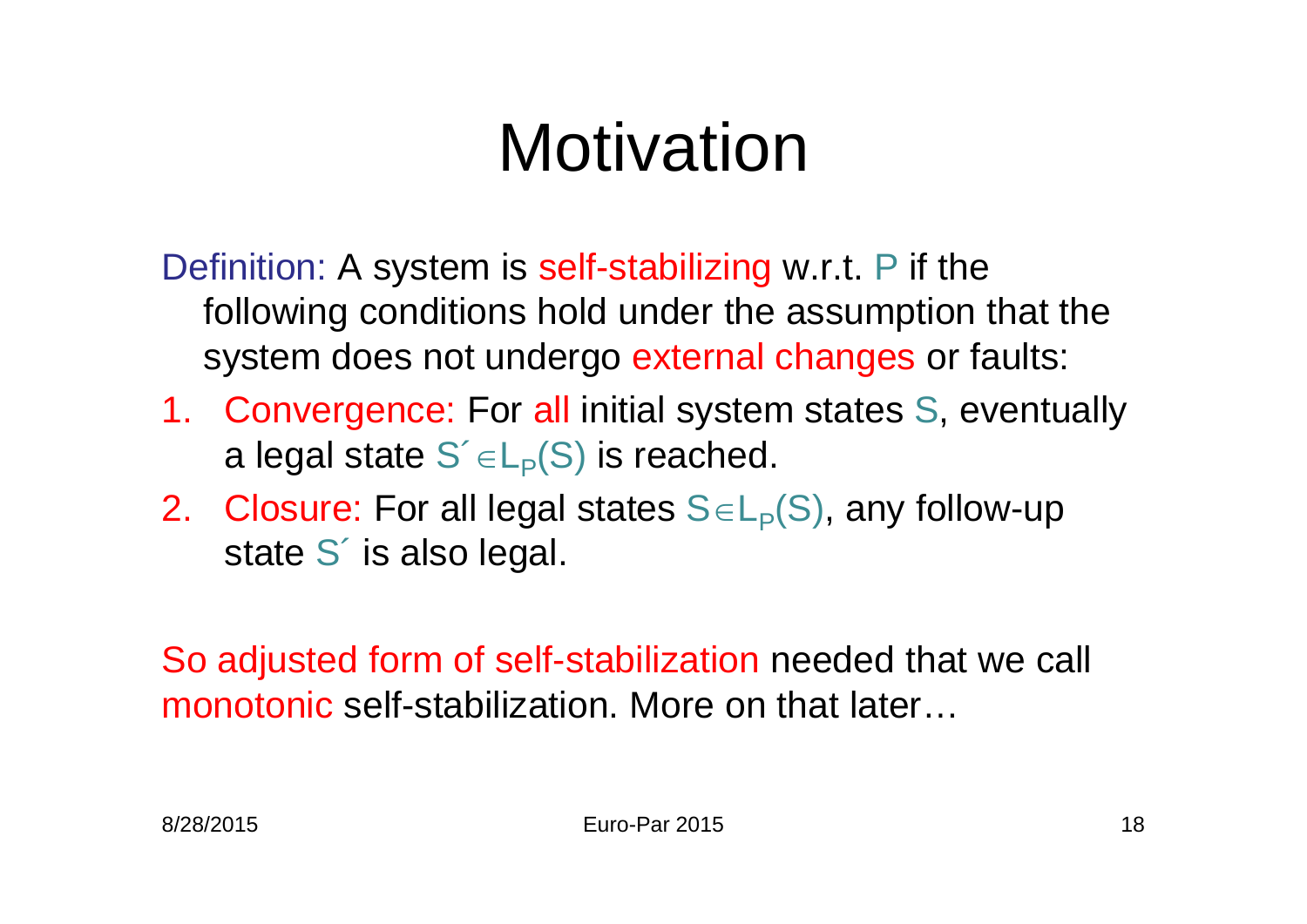# Motivation

Definition: A system is self-stabilizing w.r.t. $P$ if the following conditions hold under the assumption that the system does not undergo external changes or faults:

1. Convergence: For all initial system states $S$, eventually a legal state $S' \in L_P(S)$ is reached.
2. Closure: For all legal states $S \in L_P(S)$, any follow-up state $S'$ is also legal.

So adjusted form of self-stabilization needed that we call monotonic self-stabilization. More on that later…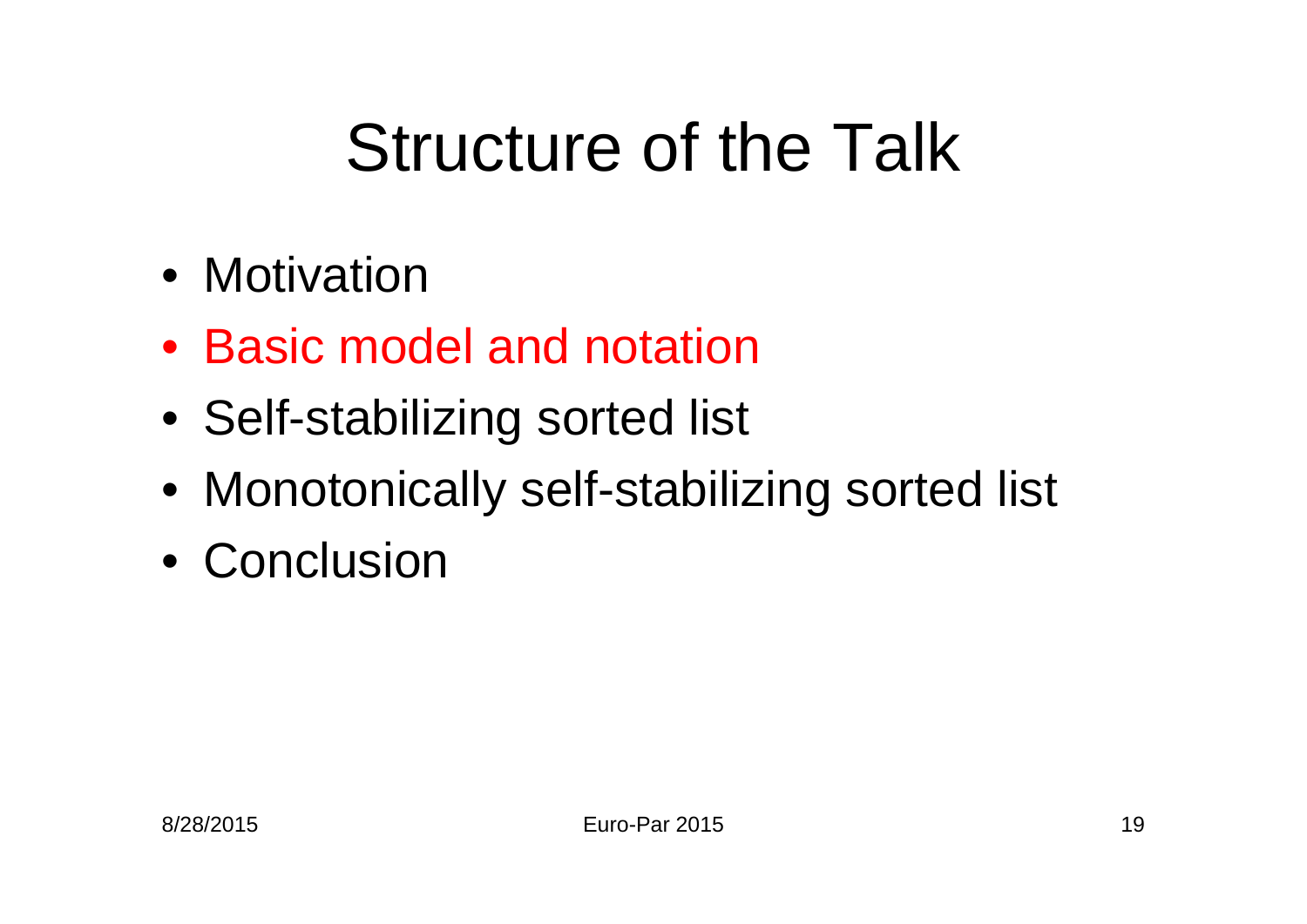# Structure of the Talk

- Motivation
- Basic model and notation
- Self-stabilizing sorted list
- Monotonically self-stabilizing sorted list
- Conclusion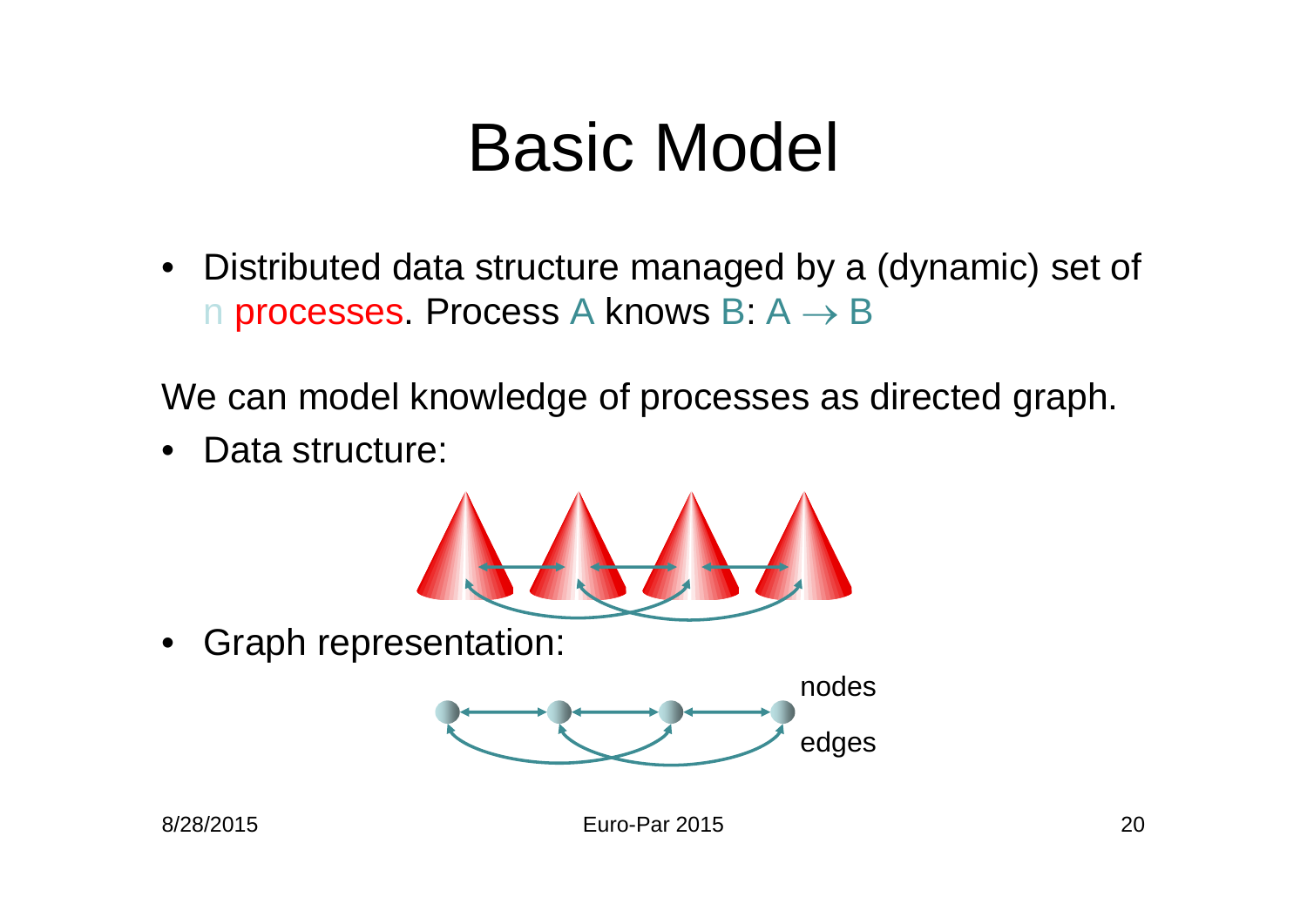# Basic Model

- Distributed data structure managed by a (dynamic) set of n processes. Process A knows B: A → B

We can model knowledge of processes as directed graph.

- Data structure:
- Graph representation:

nodes

edges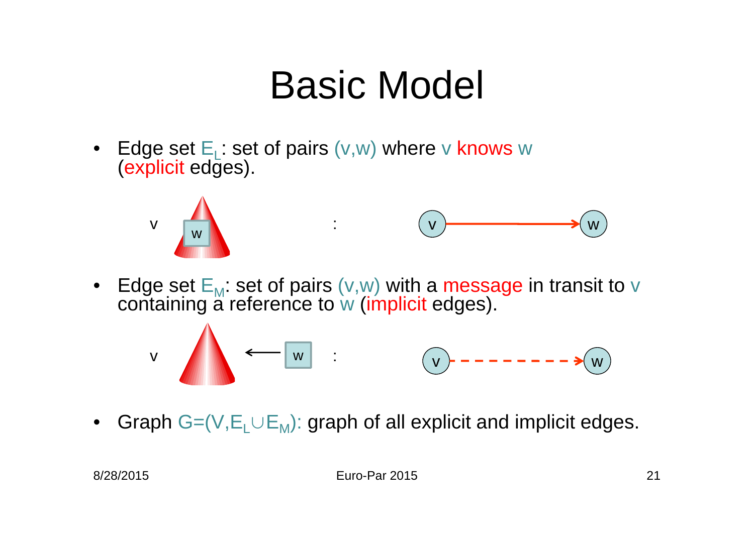# Basic Model

- Edge set $E_L$: set of pairs (v,w) where v knows w (explicit edges).

v w : v → w

- Edge set $E_M$: set of pairs (v,w) with a message in transit to v containing a reference to w (implicit edges).

v ← w : v - - - → w

- Graph $G=(V,E_L \cup E_M)$: graph of all explicit and implicit edges.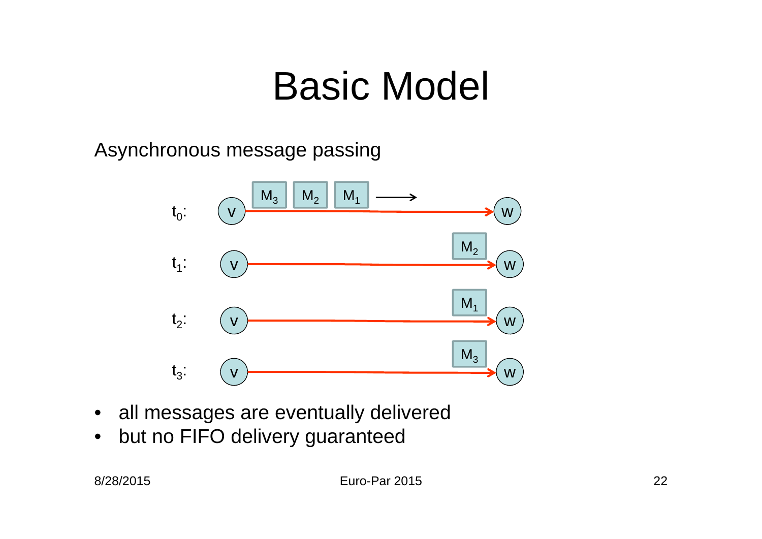# Basic Model

Asynchronous message passing

$t_0$: v —[ $M_3$ $M_2$ $M_1$ → ]→ w

$t_1$: v → w ($M_2$)

$t_2$: v → w ($M_1$)

$t_3$: v → w ($M_3$)

- all messages are eventually delivered
- but no FIFO delivery guaranteed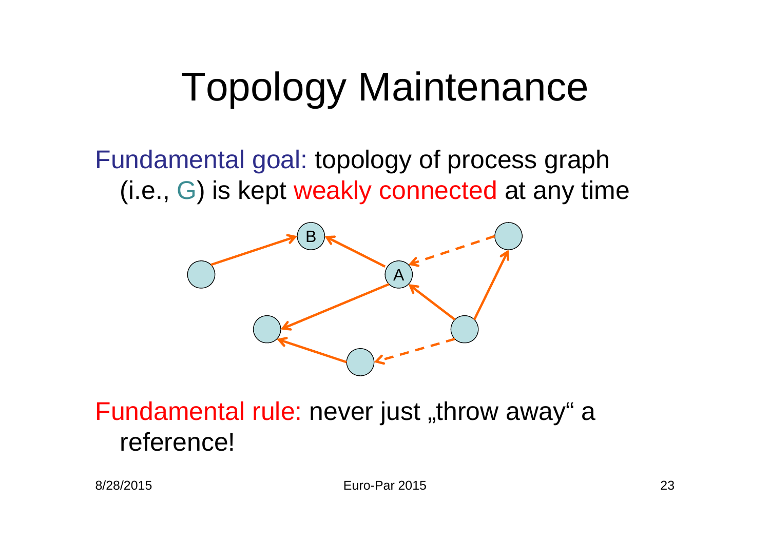# Topology Maintenance

Fundamental goal: topology of process graph (i.e., G) is kept weakly connected at any time

Fundamental rule: never just „throw away" a reference!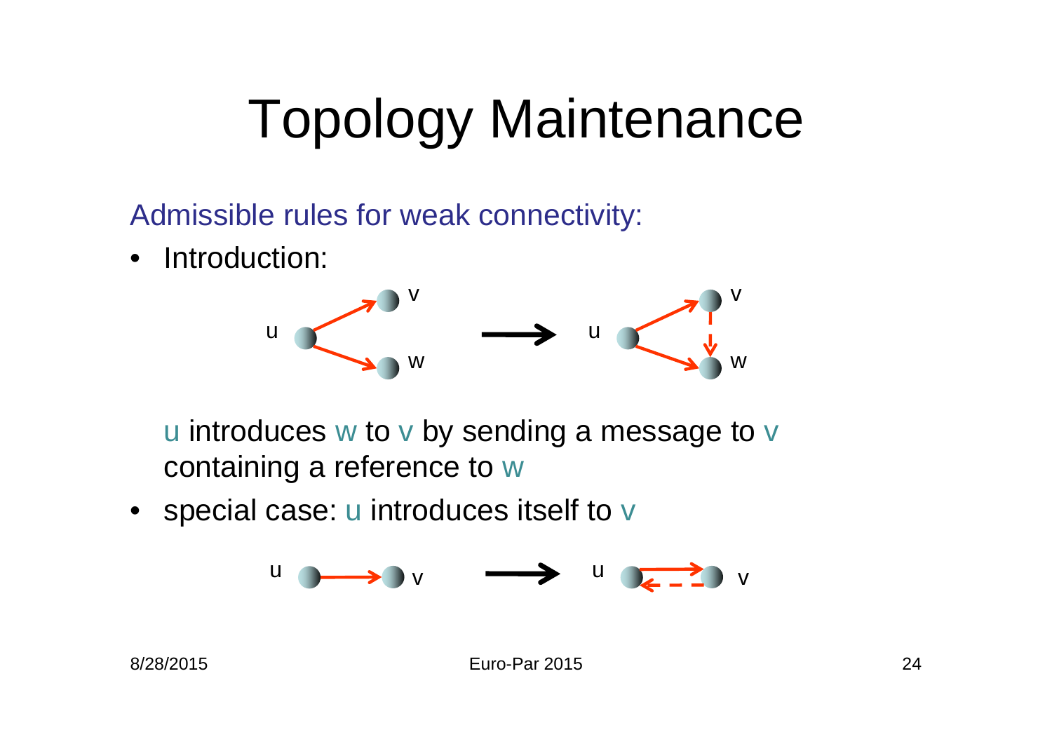# Topology Maintenance

Admissible rules for weak connectivity:

- Introduction:

  u introduces w to v by sending a message to v containing a reference to w

- special case: u introduces itself to v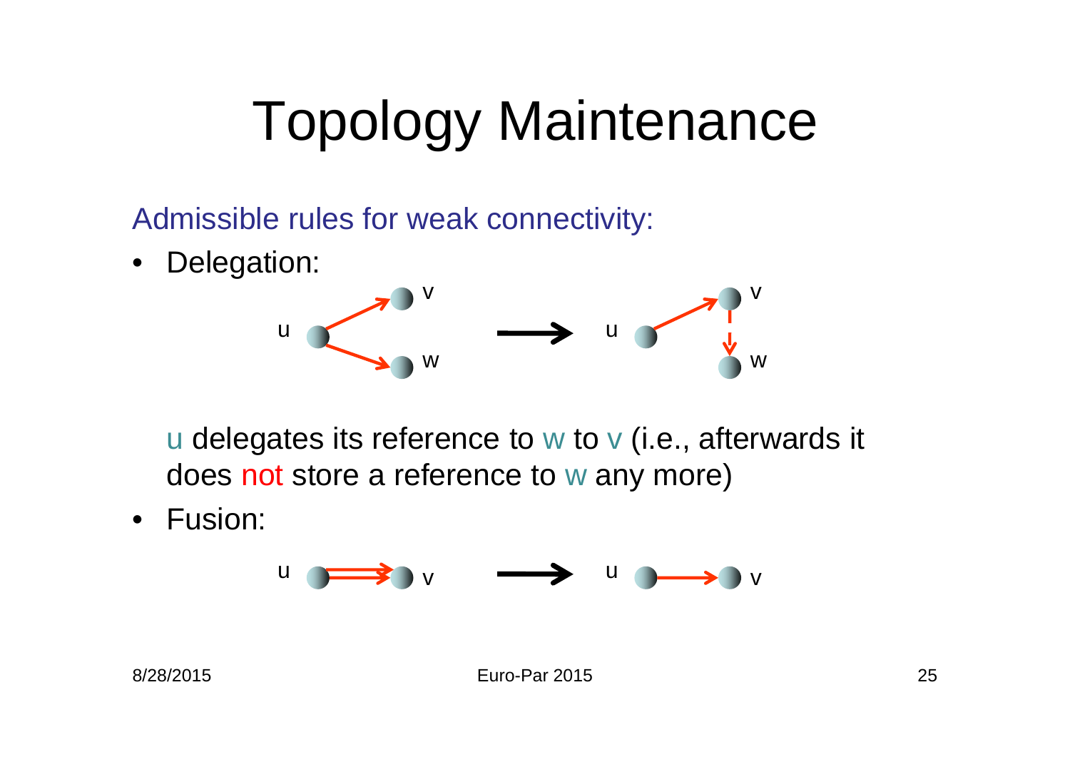# Topology Maintenance

Admissible rules for weak connectivity:

- Delegation:

  u delegates its reference to w to v (i.e., afterwards it does not store a reference to w any more)

- Fusion: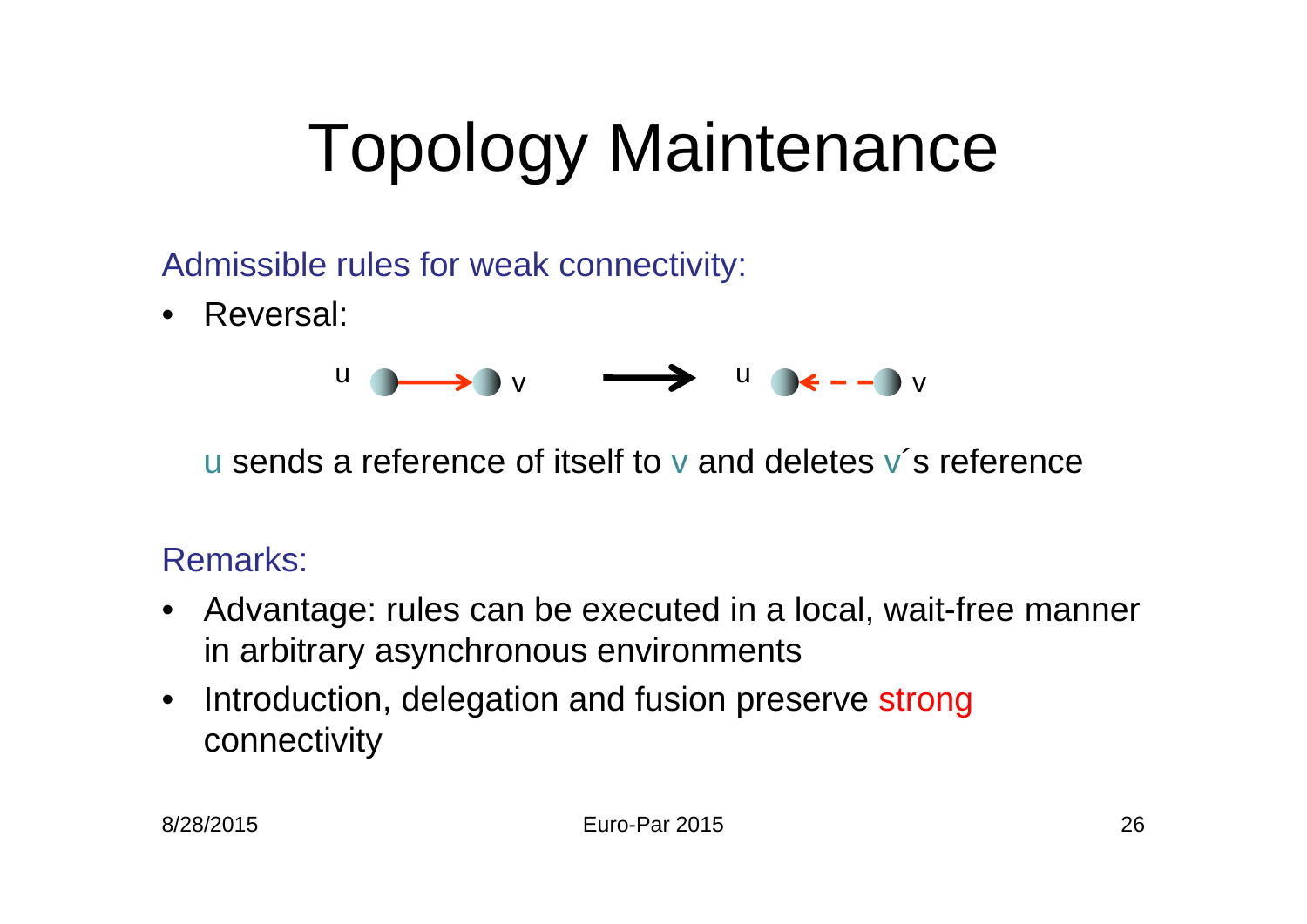# Topology Maintenance

Admissible rules for weak connectivity:

- Reversal:

u sends a reference of itself to v and deletes v´s reference

Remarks:

- Advantage: rules can be executed in a local, wait-free manner in arbitrary asynchronous environments
- Introduction, delegation and fusion preserve strong connectivity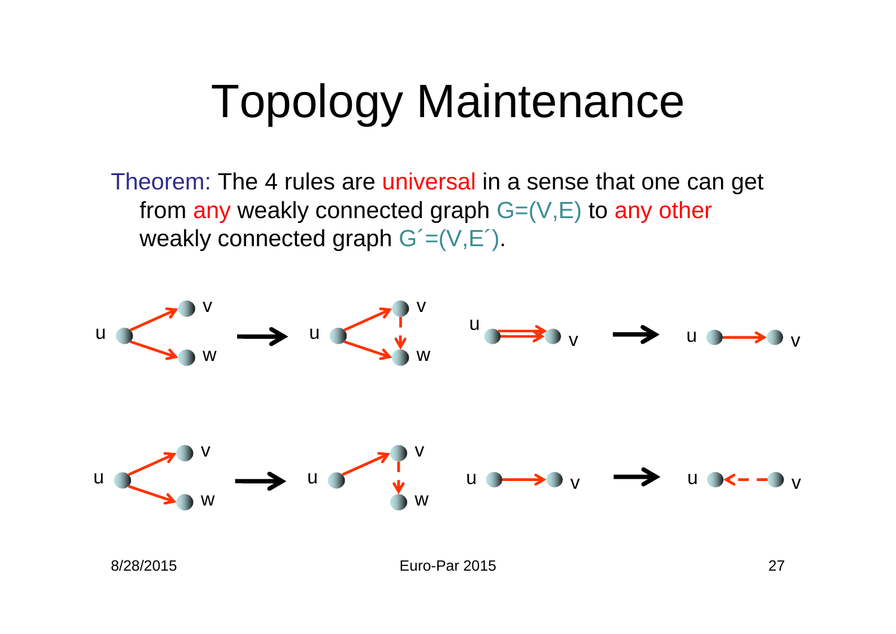# Topology Maintenance

Theorem: The 4 rules are universal in a sense that one can get from any weakly connected graph G=(V,E) to any other weakly connected graph G´=(V,E´).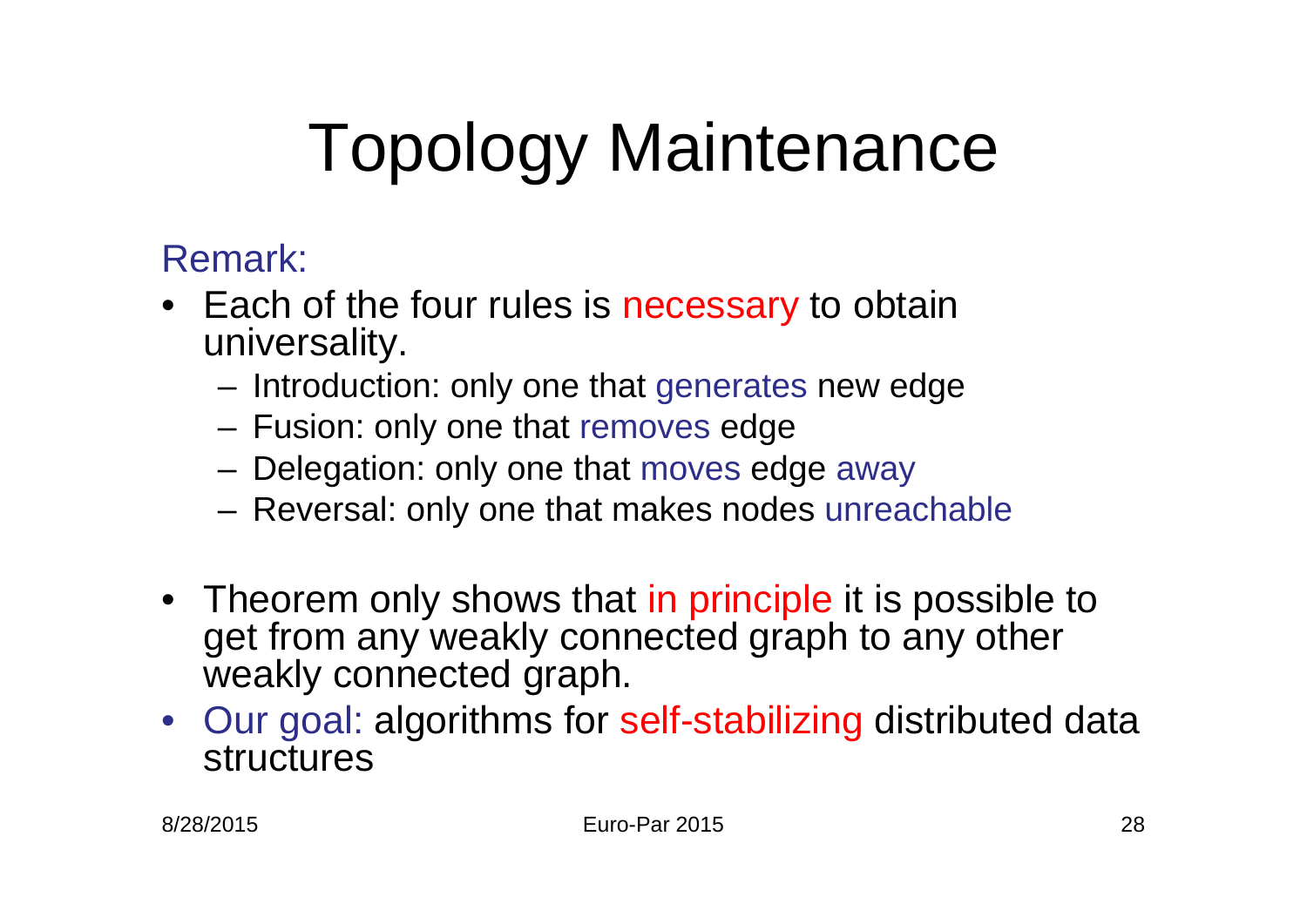# Topology Maintenance

Remark:

- Each of the four rules is necessary to obtain universality.
  - Introduction: only one that generates new edge
  - Fusion: only one that removes edge
  - Delegation: only one that moves edge away
  - Reversal: only one that makes nodes unreachable
- Theorem only shows that in principle it is possible to get from any weakly connected graph to any other weakly connected graph.
- Our goal: algorithms for self-stabilizing distributed data structures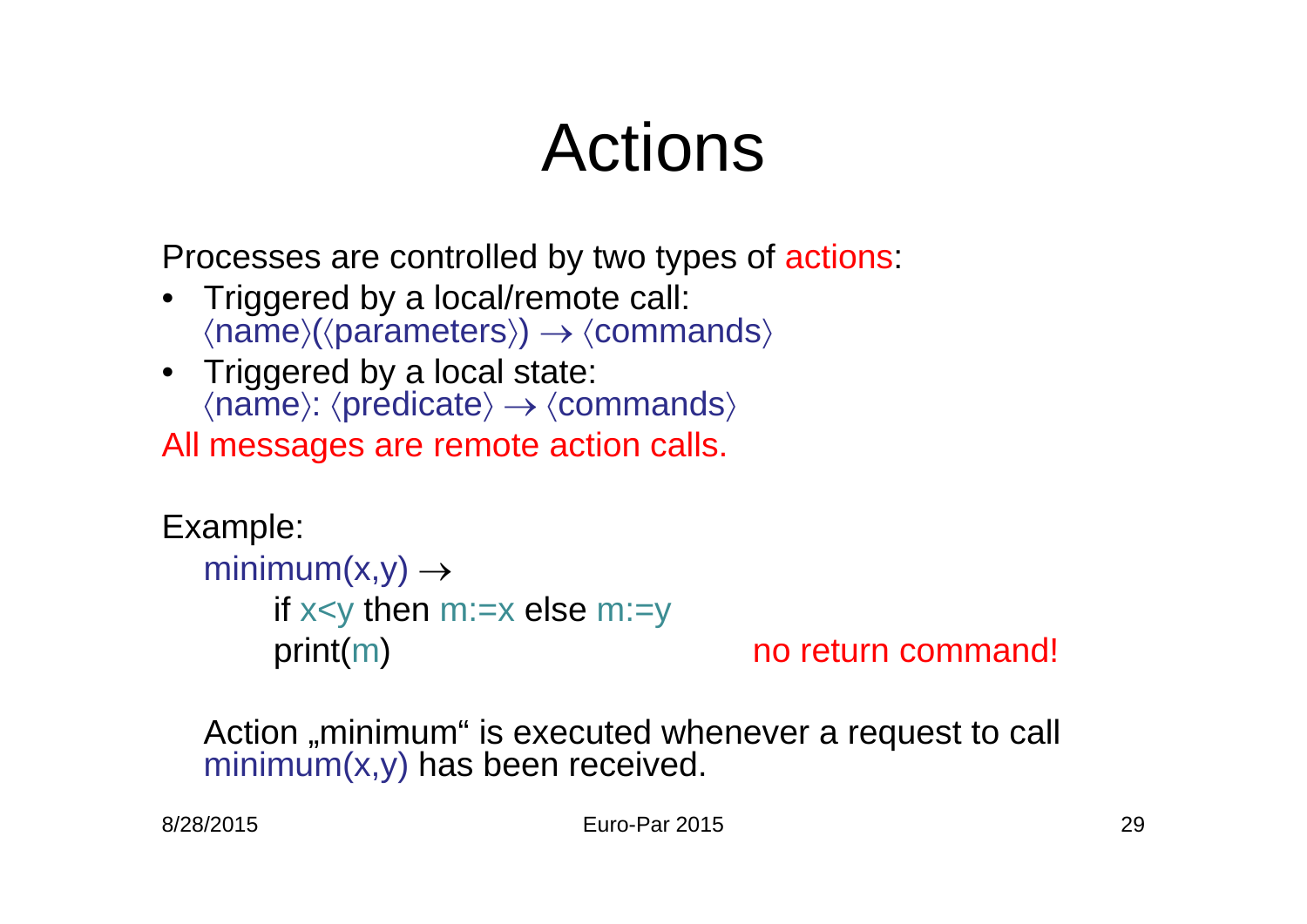# Actions

Processes are controlled by two types of actions:

- Triggered by a local/remote call:
  ⟨name⟩(⟨parameters⟩) → ⟨commands⟩
- Triggered by a local state:
  ⟨name⟩: ⟨predicate⟩ → ⟨commands⟩

All messages are remote action calls.

Example:

```
minimum(x,y) →
     if x<y then m:=x else m:=y
     print(m)                          no return command!
```

Action „minimum“ is executed whenever a request to call minimum(x,y) has been received.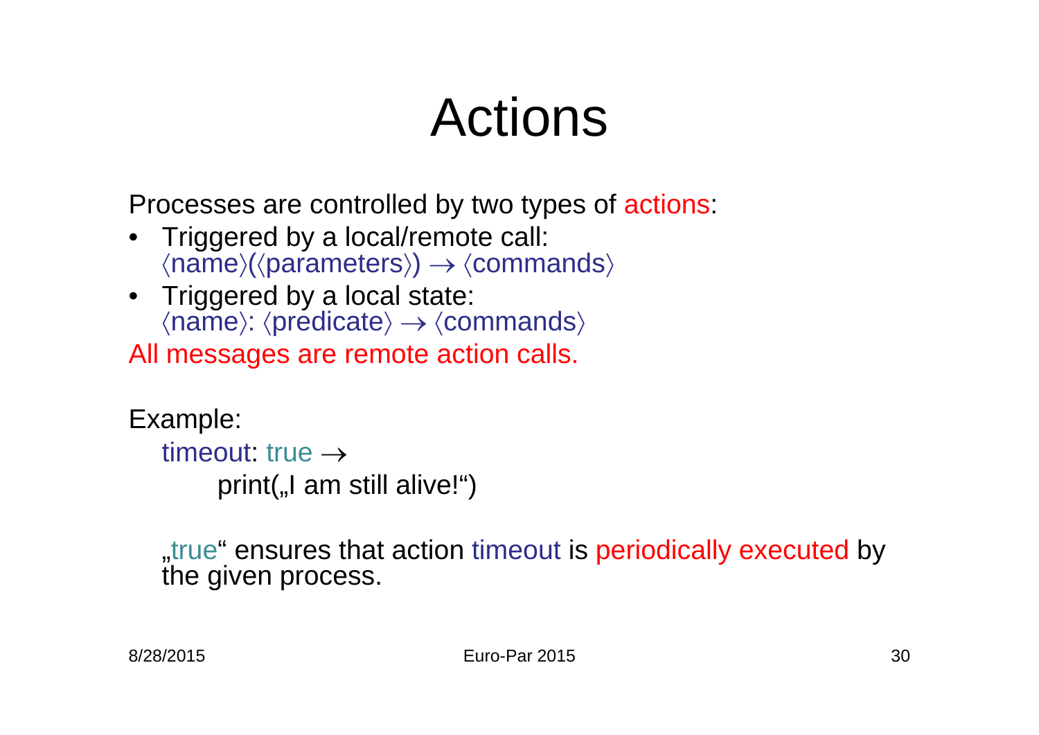# Actions

Processes are controlled by two types of actions:

- Triggered by a local/remote call:
  ⟨name⟩(⟨parameters⟩) → ⟨commands⟩
- Triggered by a local state:
  ⟨name⟩: ⟨predicate⟩ → ⟨commands⟩

All messages are remote action calls.

Example:

```
timeout: true →
      print(„I am still alive!“)
```

„true“ ensures that action timeout is periodically executed by the given process.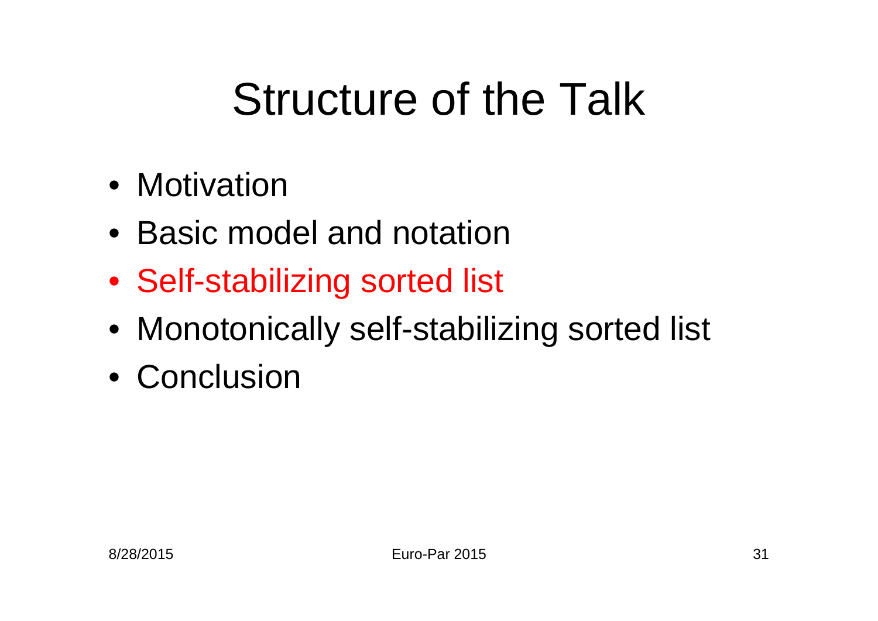# Structure of the Talk

- Motivation
- Basic model and notation
- Self-stabilizing sorted list
- Monotonically self-stabilizing sorted list
- Conclusion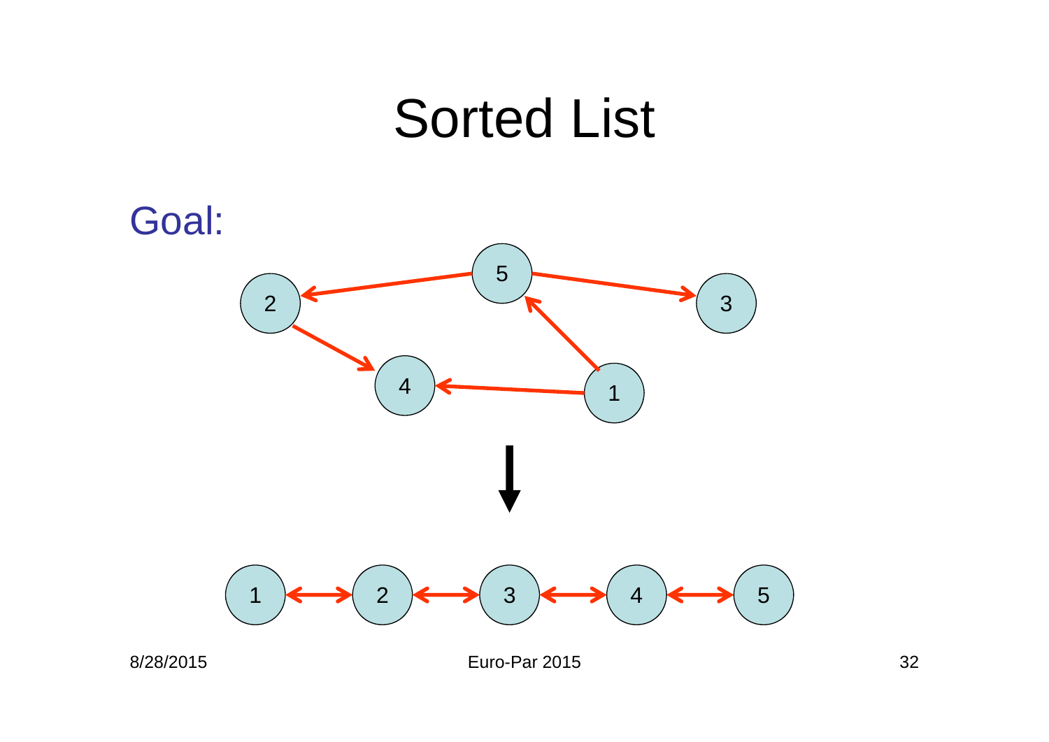# Sorted List

Goal: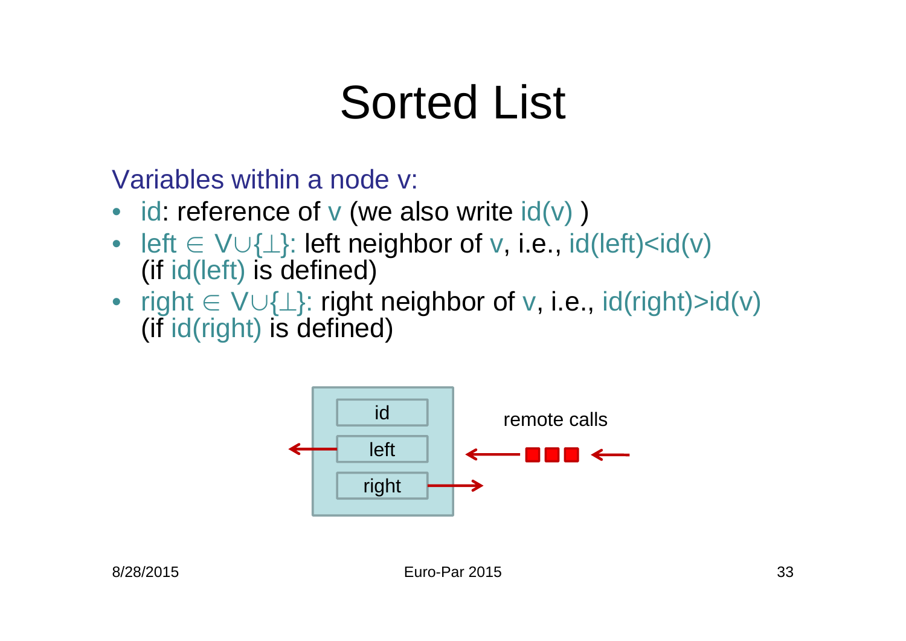# Sorted List

Variables within a node v:

- id: reference of v (we also write id(v) )
- left $\in$ V$\cup${$\perp$}: left neighbor of v, i.e., id(left)<id(v) (if id(left) is defined)
- right $\in$ V$\cup${$\perp$}: right neighbor of v, i.e., id(right)>id(v) (if id(right) is defined)

id

left

right

remote calls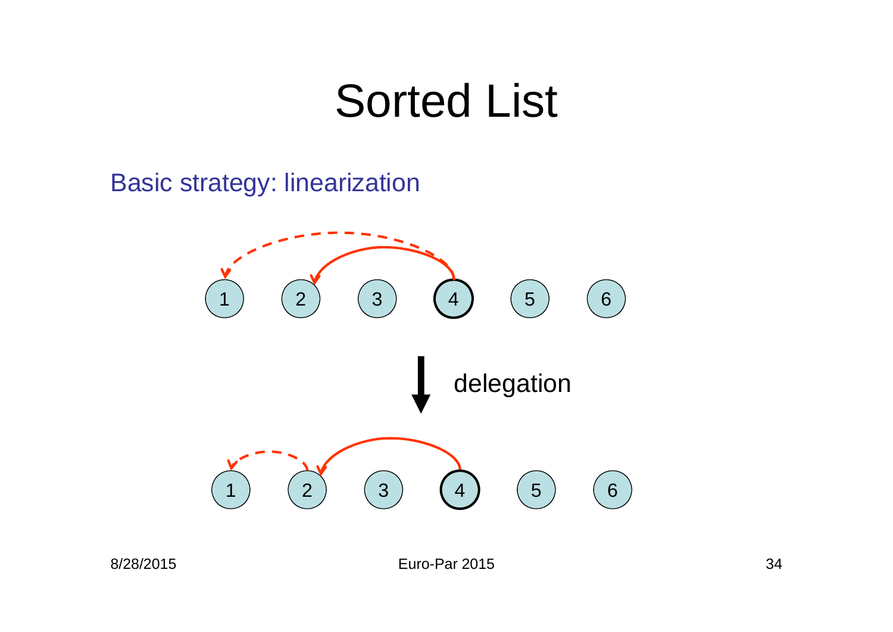# Sorted List

Basic strategy: linearization

1 2 3 4 5 6

delegation

1 2 3 4 5 6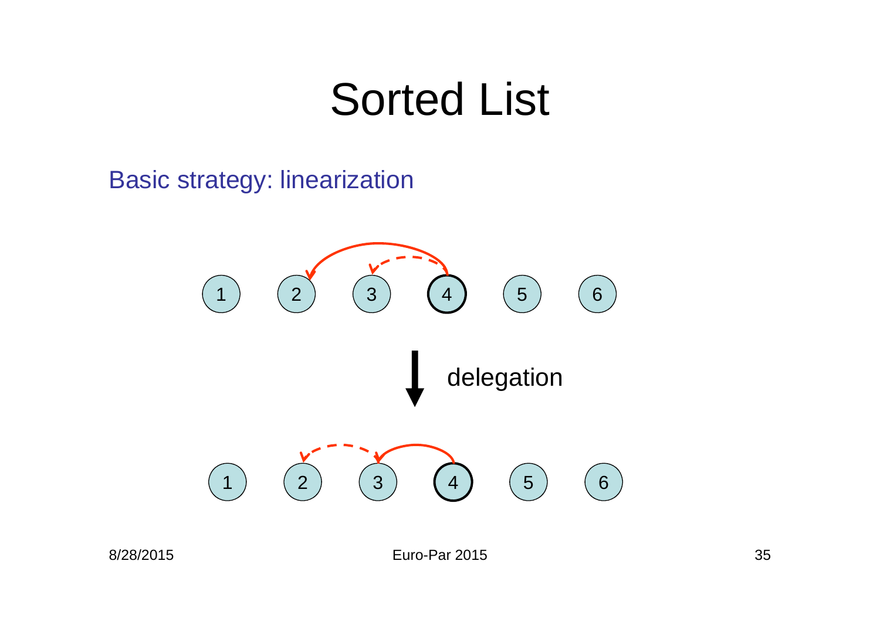# Sorted List

Basic strategy: linearization

1 2 3 4 5 6

delegation

1 2 3 4 5 6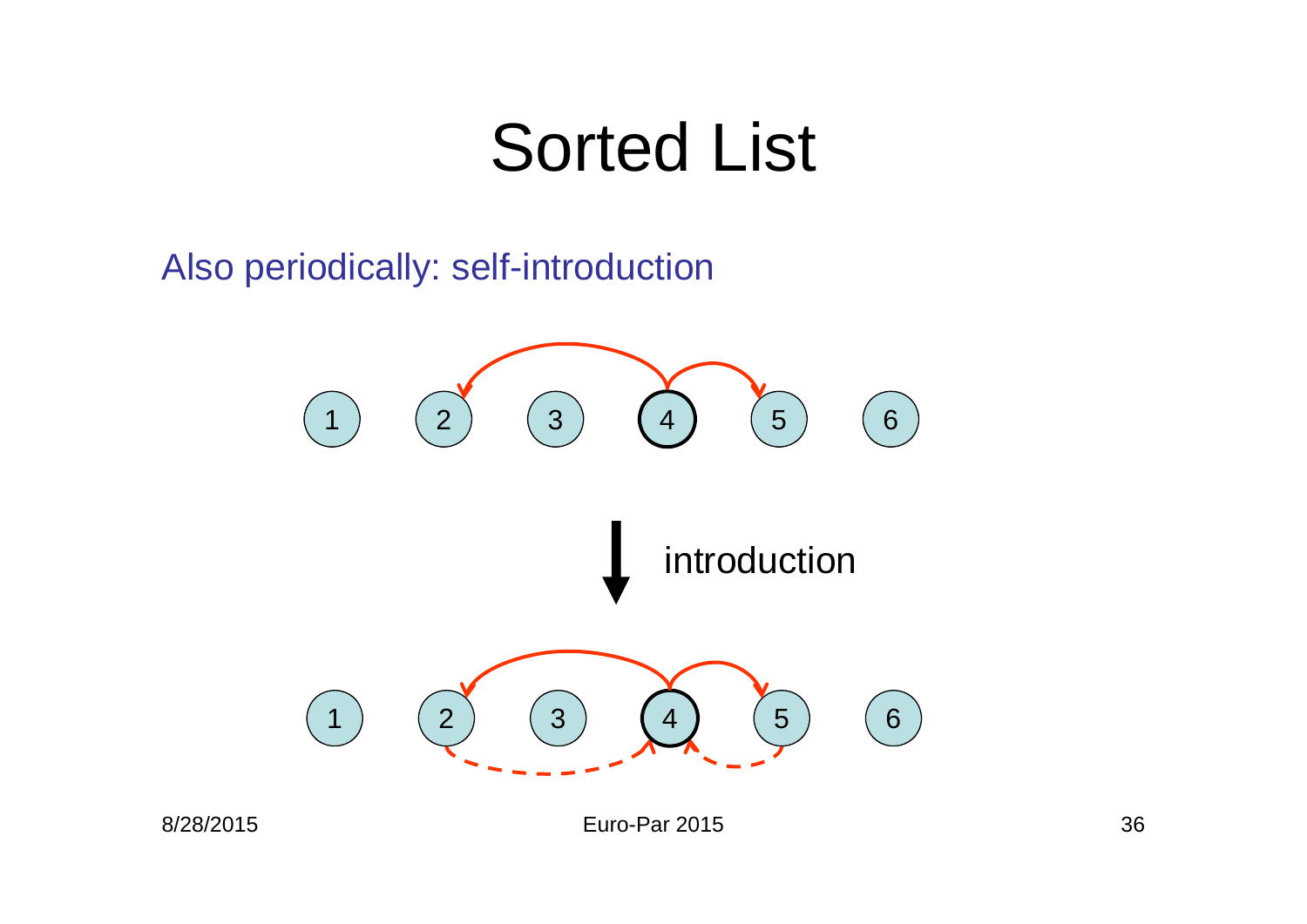# Sorted List

Also periodically: self-introduction

1 2 3 4 5 6

introduction

1 2 3 4 5 6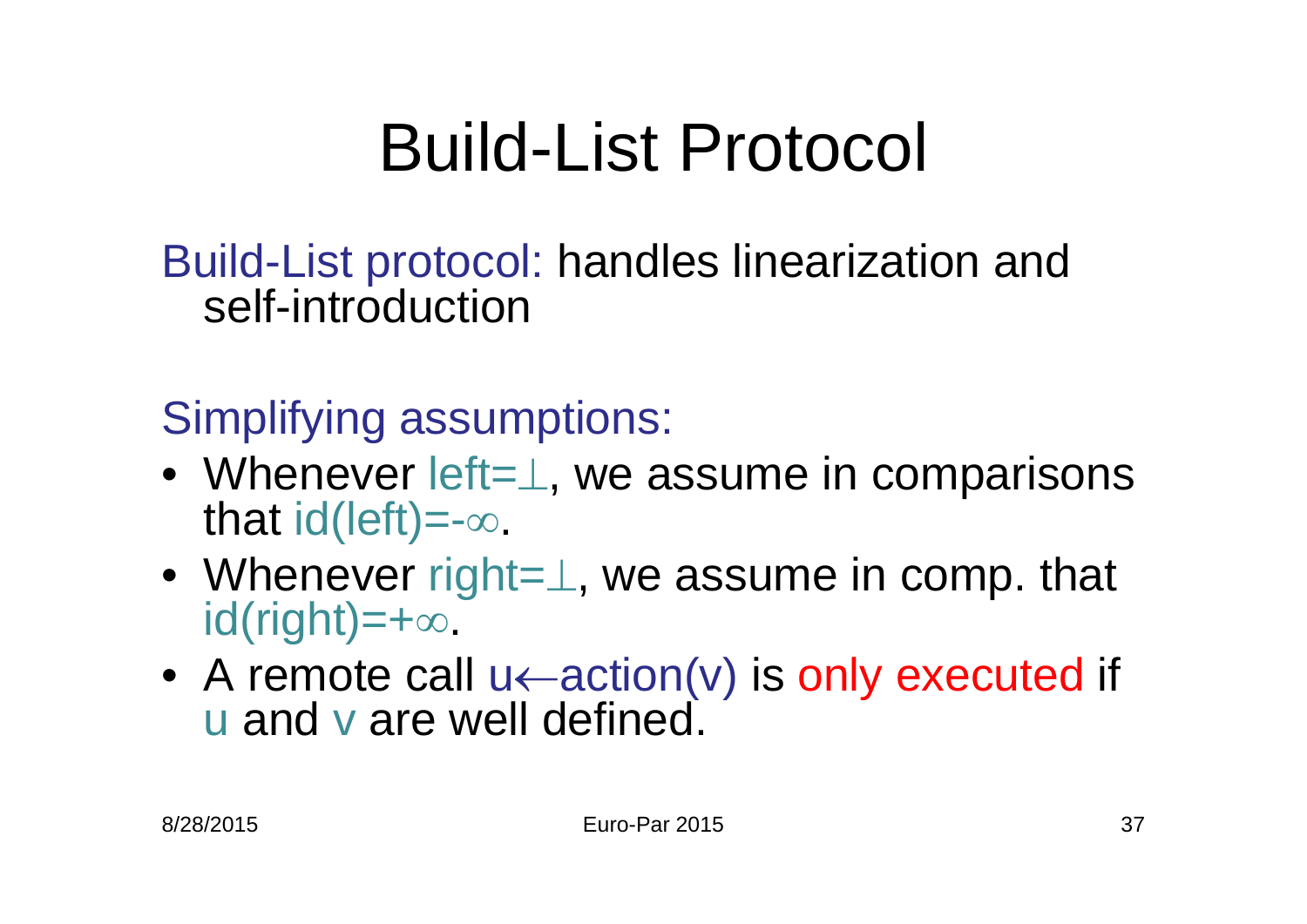# Build-List Protocol

Build-List protocol: handles linearization and self-introduction

Simplifying assumptions:

- Whenever left=$\perp$, we assume in comparisons that id(left)=$-\infty$.
- Whenever right=$\perp$, we assume in comp. that id(right)=$+\infty$.
- A remote call u$\leftarrow$action(v) is only executed if u and v are well defined.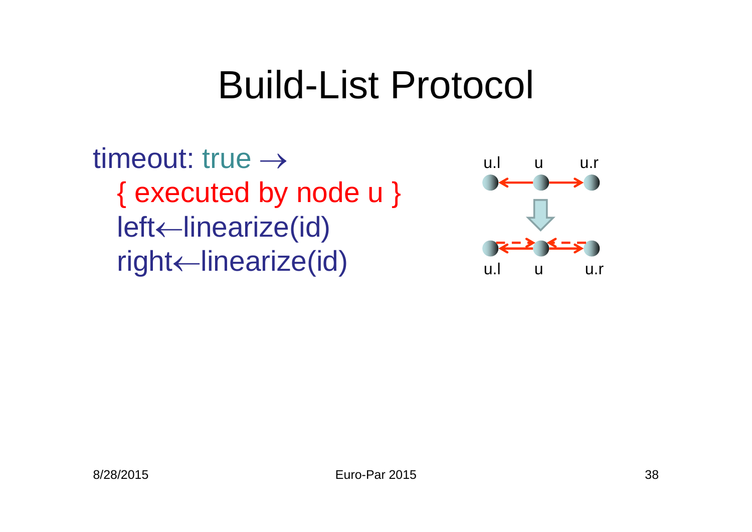# Build-List Protocol

timeout: true →
  { executed by node u }
  left←linearize(id)
  right←linearize(id)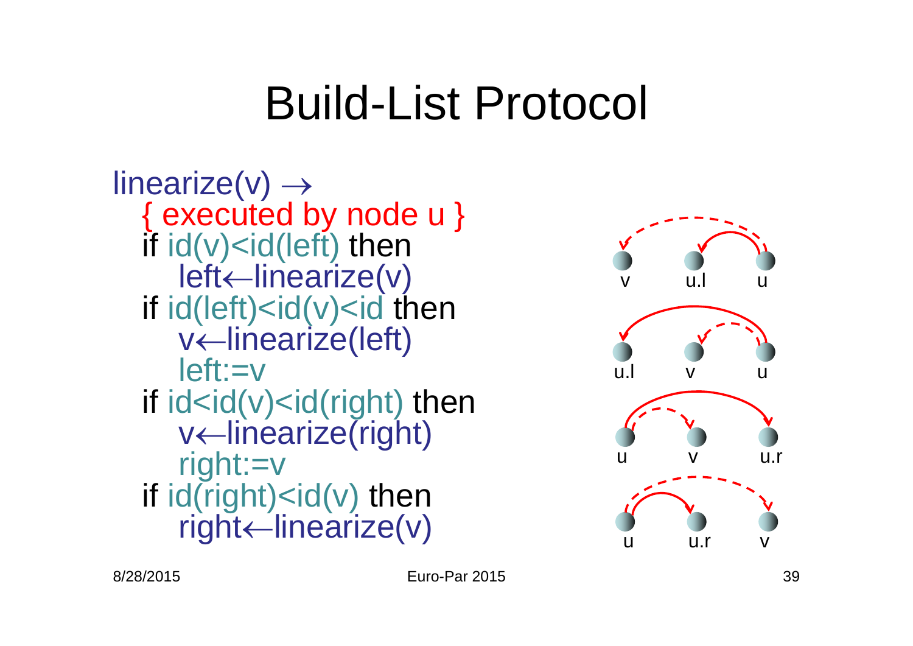# Build-List Protocol

```
linearize(v) →
  { executed by node u }
  if id(v)<id(left) then
     left←linearize(v)
  if id(left)<id(v)<id then
     v←linearize(left)
     left:=v
  if id<id(v)<id(right) then
     v←linearize(right)
     right:=v
  if id(right)<id(v) then
     right←linearize(v)
```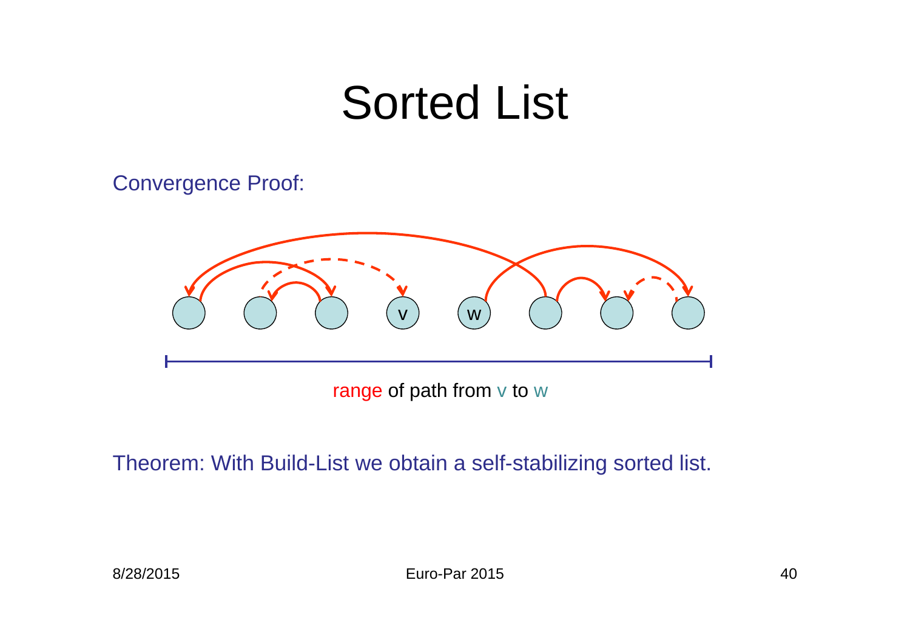# Sorted List

Convergence Proof:

range of path from v to w

Theorem: With Build-List we obtain a self-stabilizing sorted list.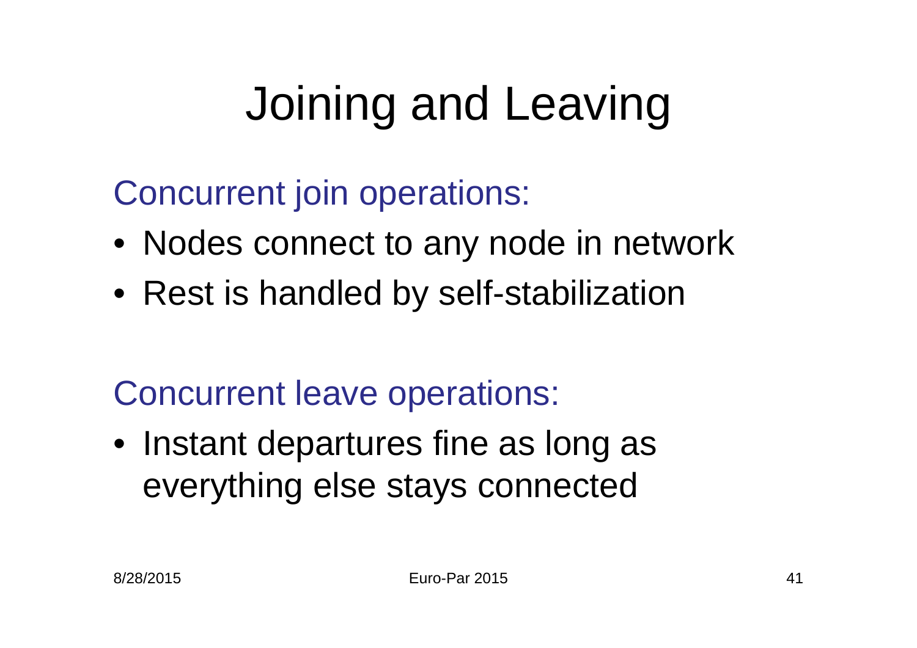# Joining and Leaving

Concurrent join operations:

- Nodes connect to any node in network
- Rest is handled by self-stabilization

Concurrent leave operations:

- Instant departures fine as long as everything else stays connected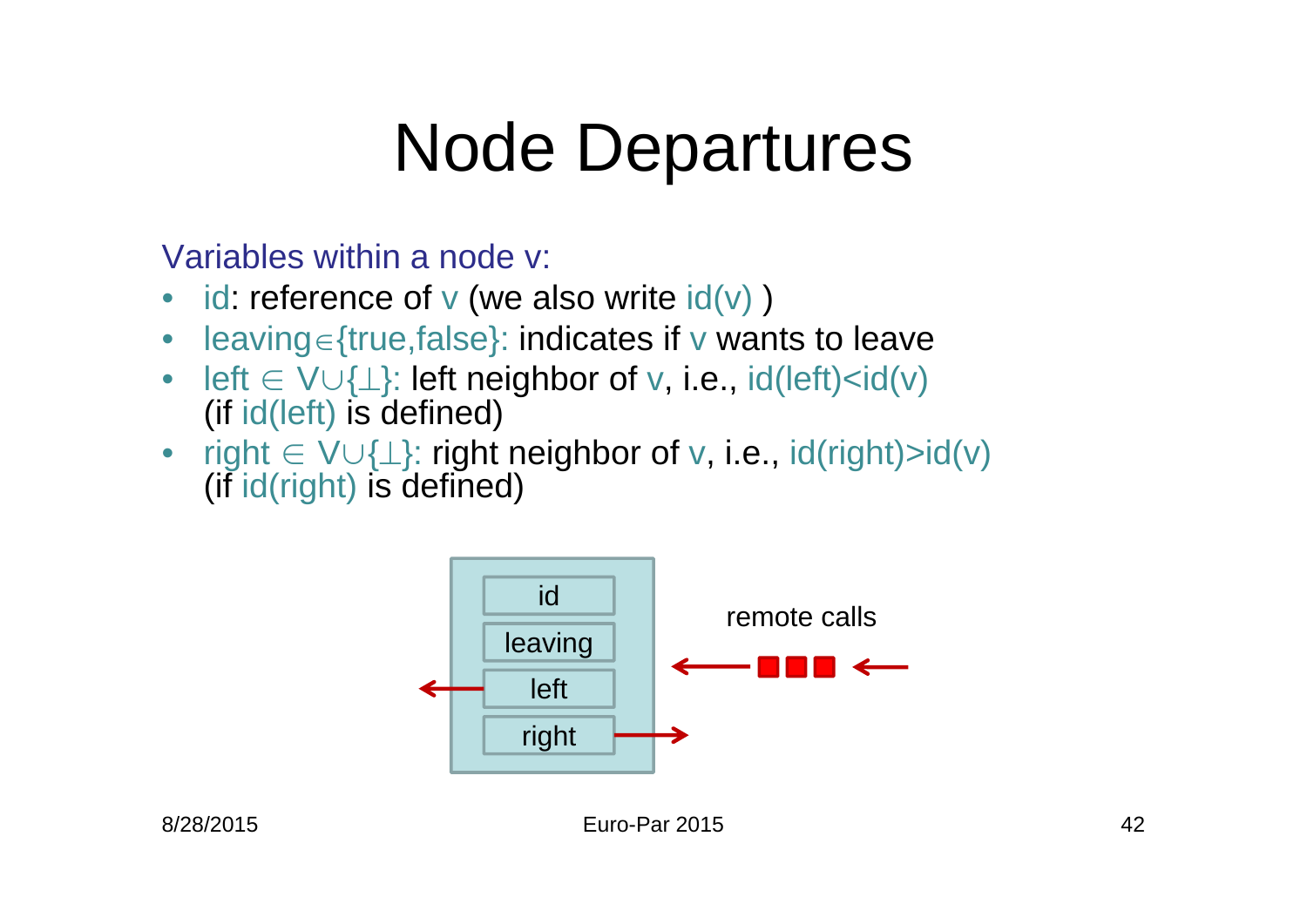# Node Departures

Variables within a node v:

- id: reference of v (we also write id(v) )
- leaving$\in$\{true,false\}: indicates if v wants to leave
- left $\in V \cup \{\perp\}$: left neighbor of v, i.e., id(left)<id(v) (if id(left) is defined)
- right $\in V \cup \{\perp\}$: right neighbor of v, i.e., id(right)>id(v) (if id(right) is defined)

id

leaving

left

right

remote calls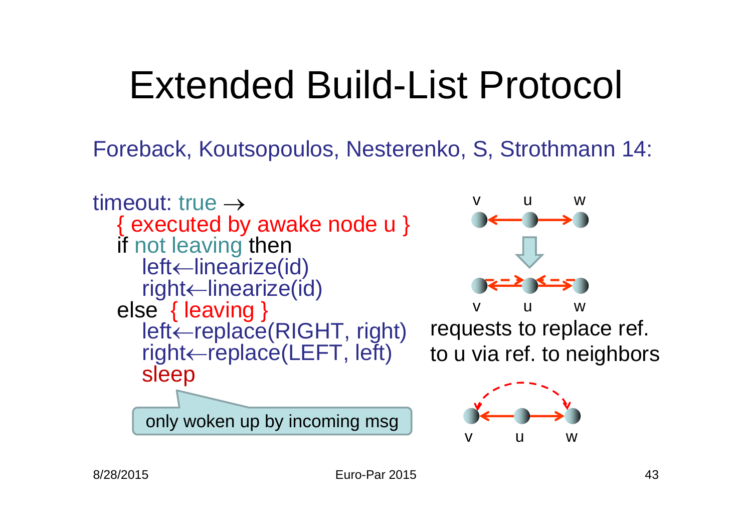# Extended Build-List Protocol

Foreback, Koutsopoulos, Nesterenko, S, Strothmann 14:

```
timeout: true →
  { executed by awake node u }
  if not leaving then
    left←linearize(id)
    right←linearize(id)
  else  { leaving }
    left←replace(RIGHT, right)
    right←replace(LEFT, left)
    sleep
```

only woken up by incoming msg

v u w

v u w

requests to replace ref. to u via ref. to neighbors

v u w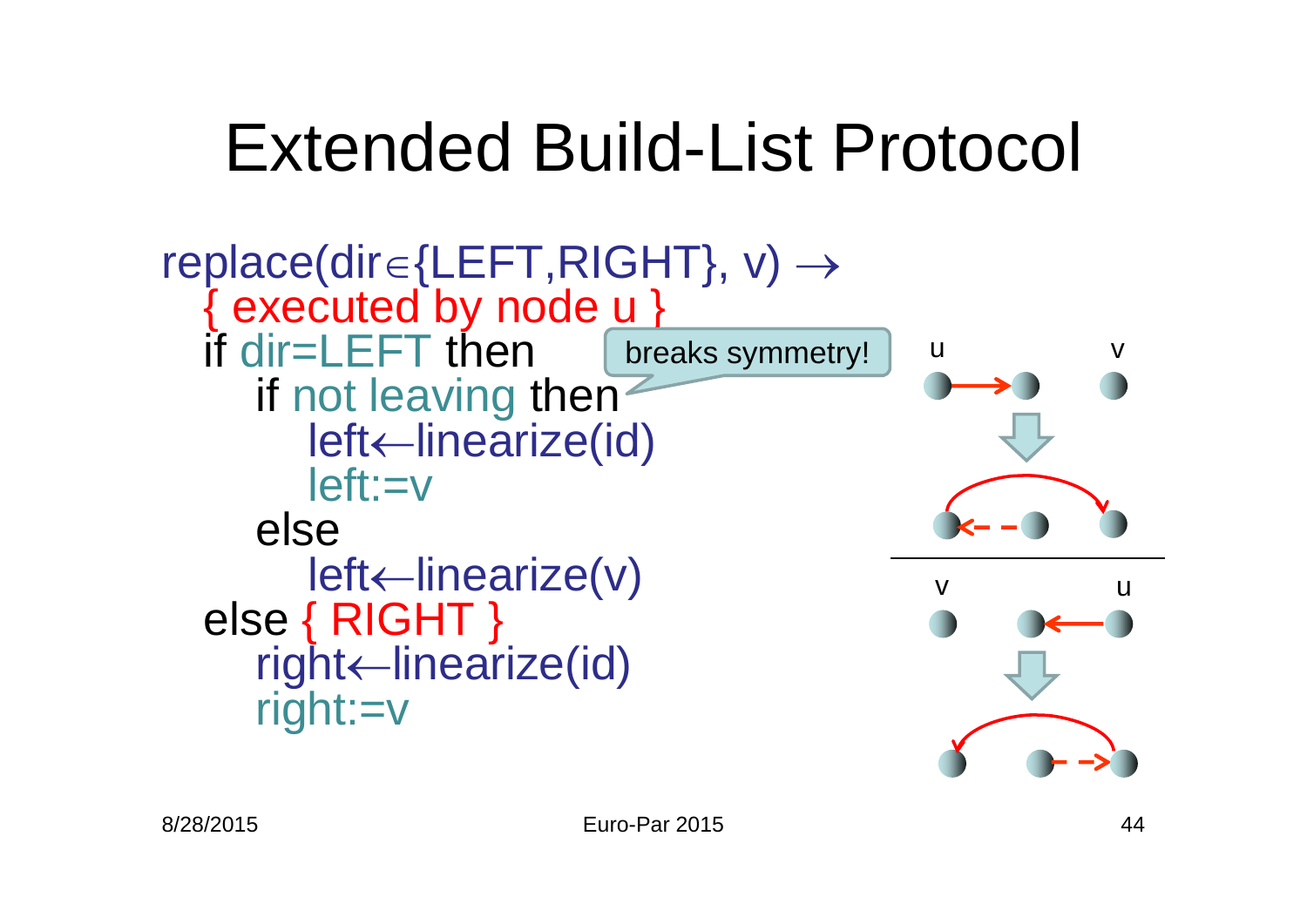# Extended Build-List Protocol

```
replace(dir∈{LEFT,RIGHT}, v) →
  { executed by node u }
  if dir=LEFT then
     if not leaving then
        left←linearize(id)
        left:=v
     else
        left←linearize(v)
  else { RIGHT }
     right←linearize(id)
     right:=v
```

breaks symmetry!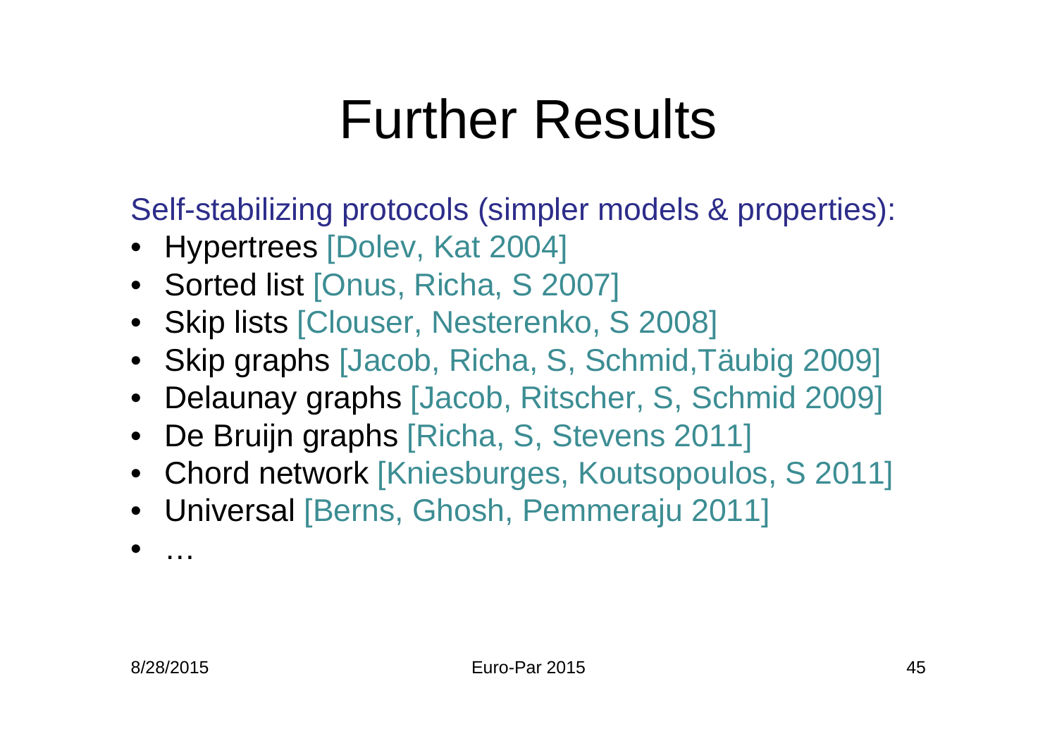# Further Results

Self-stabilizing protocols (simpler models & properties):

- Hypertrees [Dolev, Kat 2004]
- Sorted list [Onus, Richa, S 2007]
- Skip lists [Clouser, Nesterenko, S 2008]
- Skip graphs [Jacob, Richa, S, Schmid,Täubig 2009]
- Delaunay graphs [Jacob, Ritscher, S, Schmid 2009]
- De Bruijn graphs [Richa, S, Stevens 2011]
- Chord network [Kniesburges, Koutsopoulos, S 2011]
- Universal [Berns, Ghosh, Pemmeraju 2011]
- …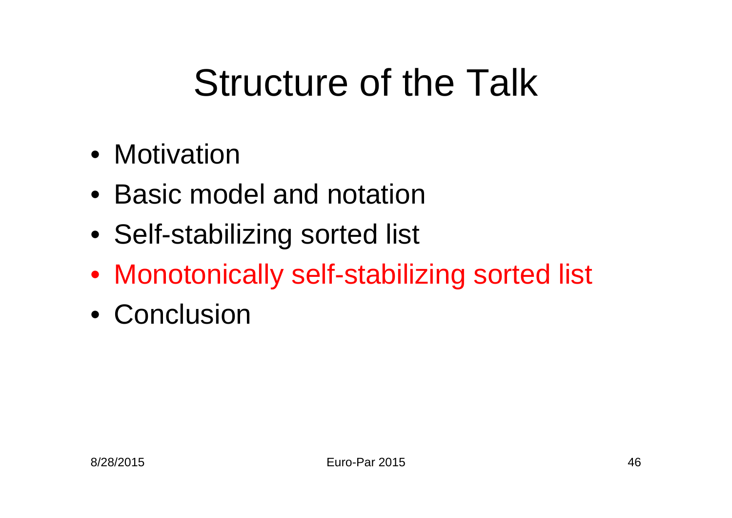# Structure of the Talk

- Motivation
- Basic model and notation
- Self-stabilizing sorted list
- Monotonically self-stabilizing sorted list
- Conclusion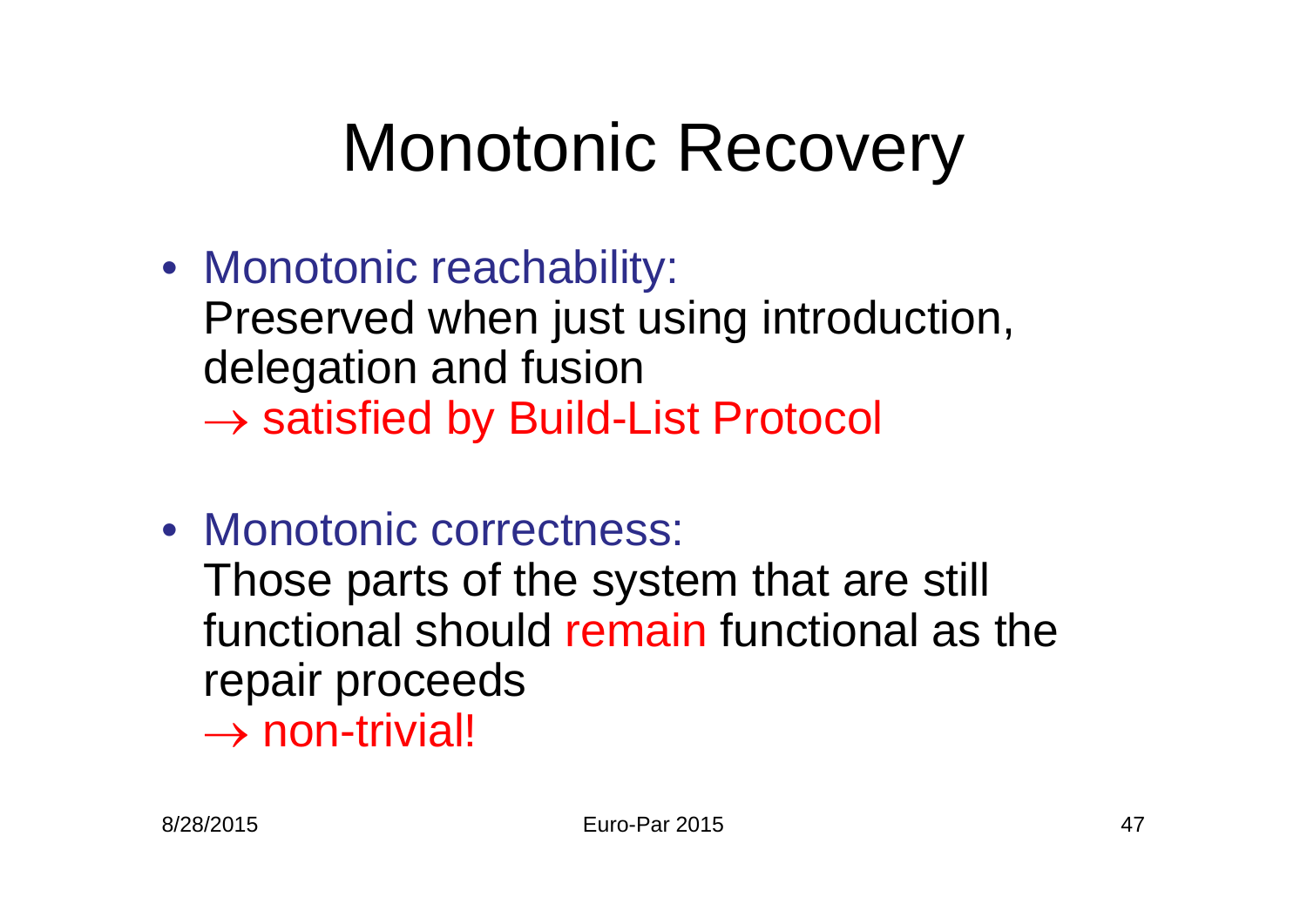# Monotonic Recovery

- Monotonic reachability:
  Preserved when just using introduction, delegation and fusion
  $\rightarrow$ satisfied by Build-List Protocol

- Monotonic correctness:
  Those parts of the system that are still functional should remain functional as the repair proceeds
  $\rightarrow$ non-trivial!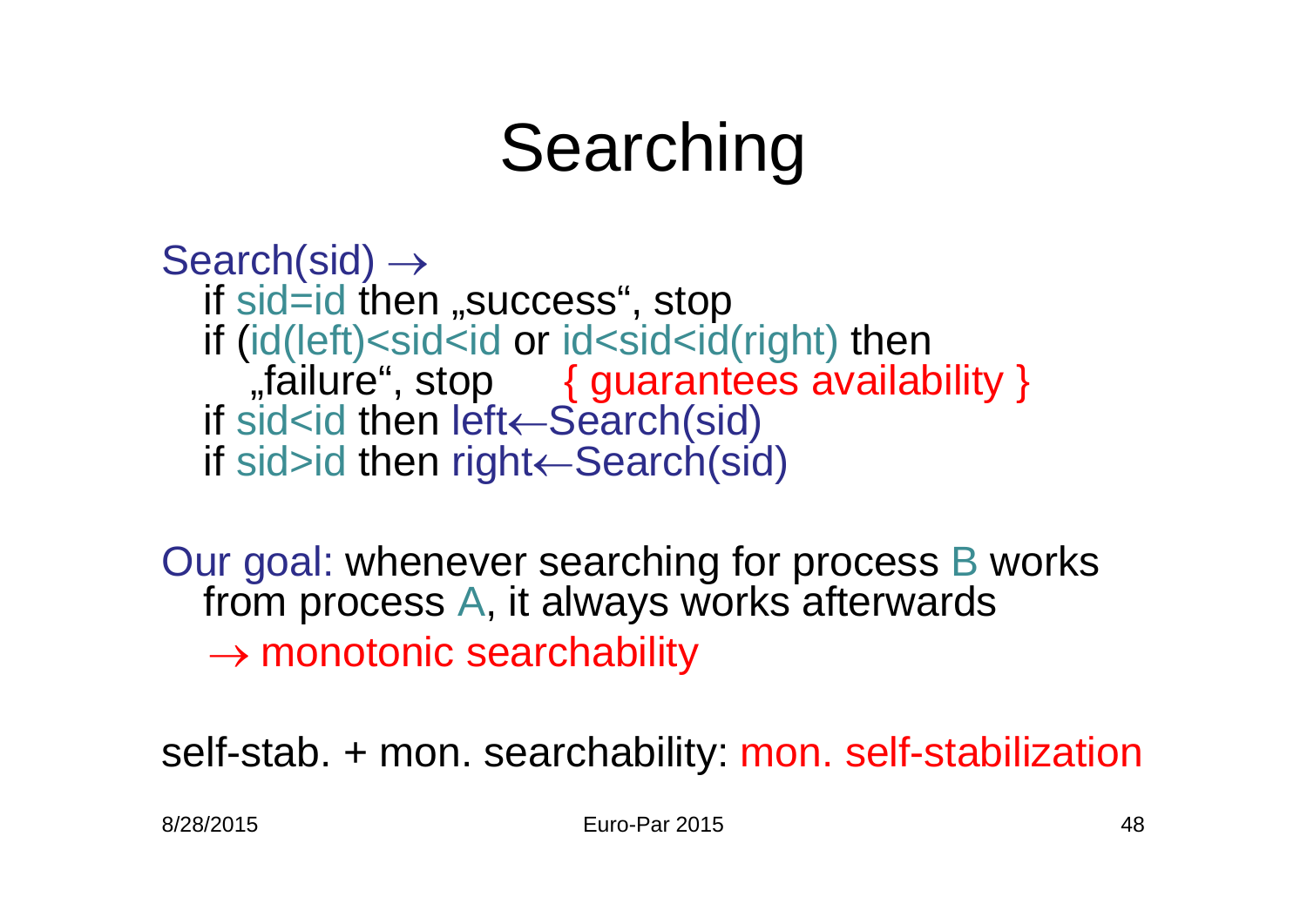# Searching

```
Search(sid) →
  if sid=id then „success“, stop
  if (id(left)<sid<id or id<sid<id(right) then
     „failure“, stop      { guarantees availability }
  if sid<id then left←Search(sid)
  if sid>id then right←Search(sid)
```

Our goal: whenever searching for process B works from process A, it always works afterwards

→ monotonic searchability

self-stab. + mon. searchability: mon. self-stabilization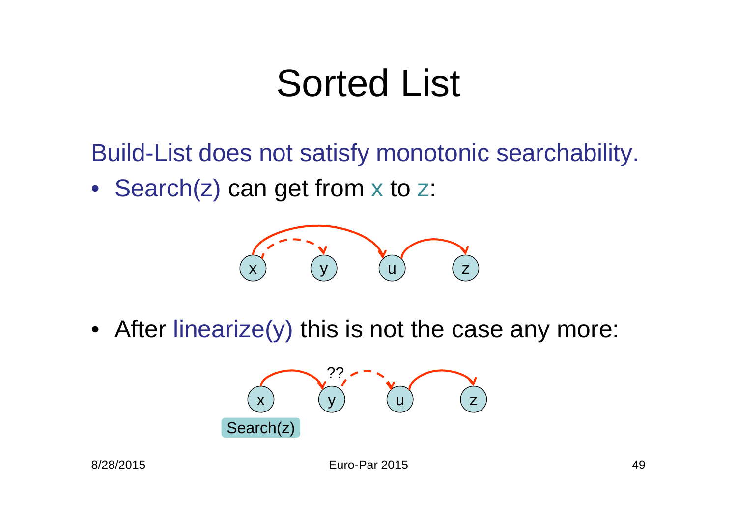# Sorted List

Build-List does not satisfy monotonic searchability.

- Search(z) can get from x to z:

x y u z

- After linearize(y) this is not the case any more:

x y ?? u z

Search(z)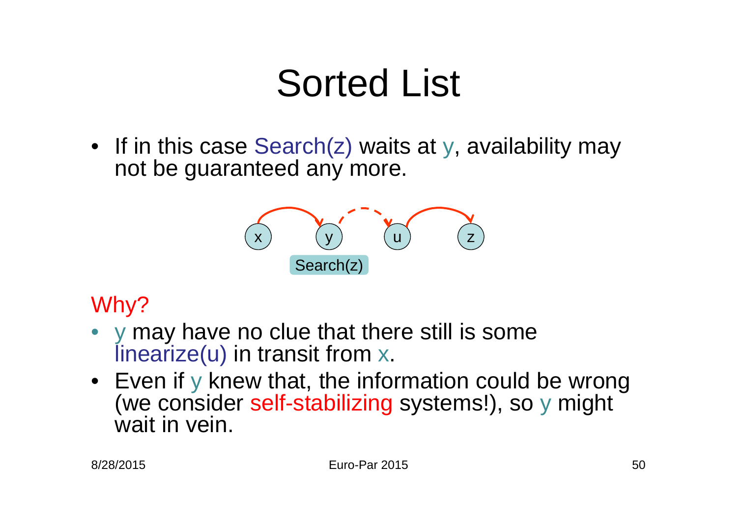# Sorted List

- If in this case Search(z) waits at y, availability may not be guaranteed any more.

Why?

- y may have no clue that there still is some linearize(u) in transit from x.
- Even if y knew that, the information could be wrong (we consider self-stabilizing systems!), so y might wait in vein.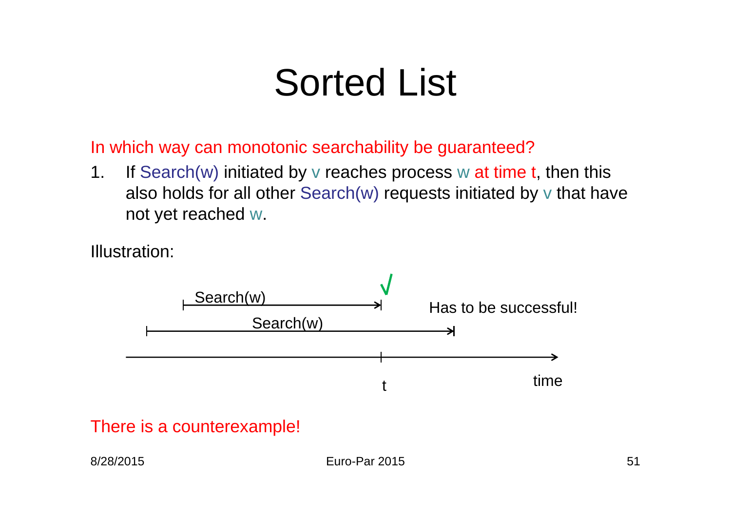# Sorted List

In which way can monotonic searchability be guaranteed?

1. If Search(w) initiated by v reaches process w at time t, then this also holds for all other Search(w) requests initiated by v that have not yet reached w.

Illustration:

Search(w) √

Search(w)

Has to be successful!

t

time

There is a counterexample!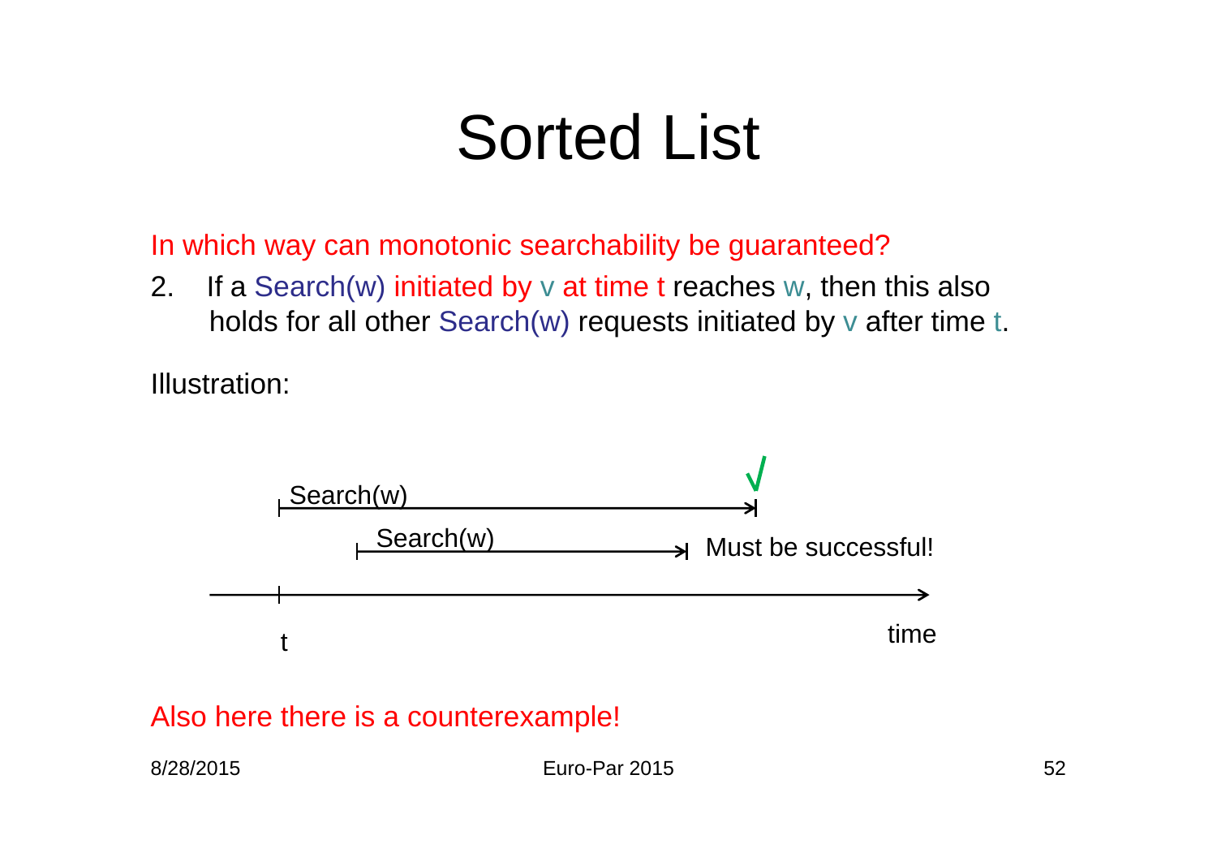# Sorted List

In which way can monotonic searchability be guaranteed?

2. If a Search(w) initiated by v at time t reaches w, then this also holds for all other Search(w) requests initiated by v after time t.

Illustration:

Search(w) √

Search(w) Must be successful!

t time

Also here there is a counterexample!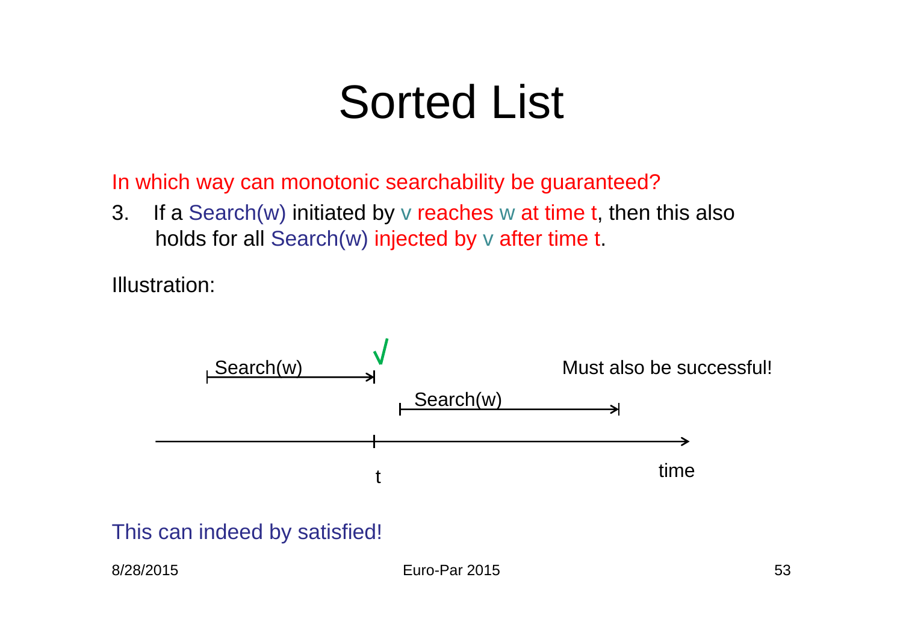# Sorted List

In which way can monotonic searchability be guaranteed?

3. If a Search(w) initiated by v reaches w at time t, then this also holds for all Search(w) injected by v after time t.

Illustration:

Search(w) √

Must also be successful!

Search(w)

t

time

This can indeed by satisfied!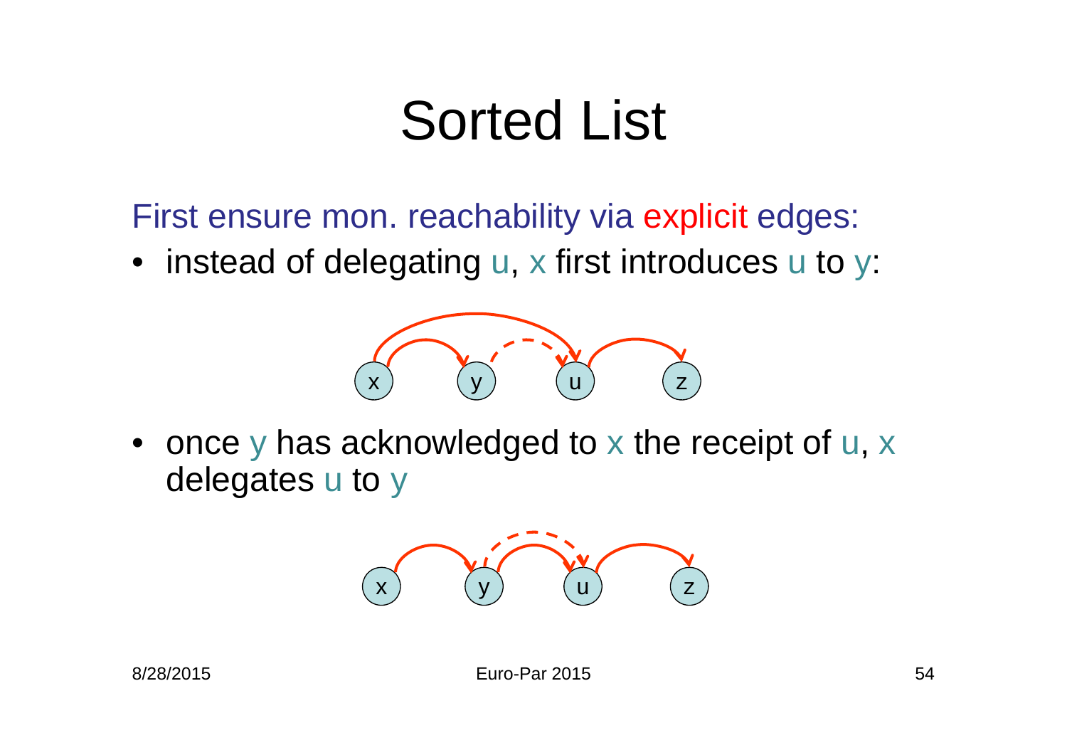# Sorted List

First ensure mon. reachability via explicit edges:

- instead of delegating u, x first introduces u to y:

- once y has acknowledged to x the receipt of u, x delegates u to y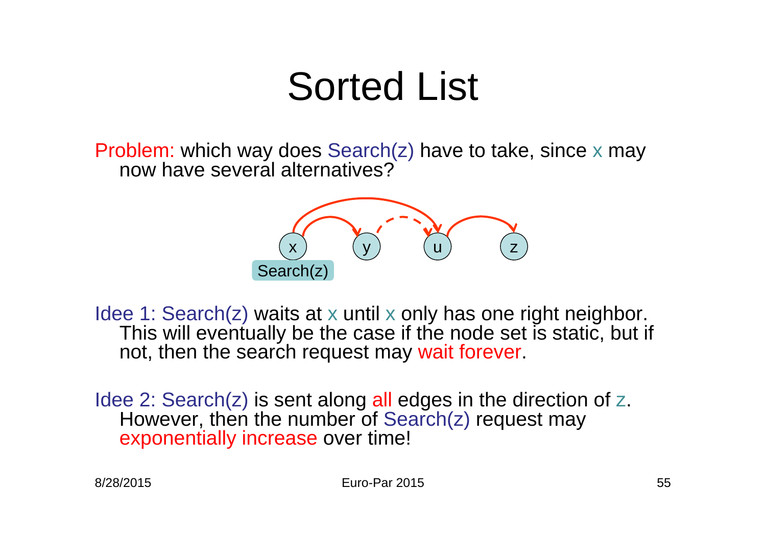# Sorted List

Problem: which way does Search(z) have to take, since x may now have several alternatives?

Idee 1: Search(z) waits at x until x only has one right neighbor. This will eventually be the case if the node set is static, but if not, then the search request may wait forever.

Idee 2: Search(z) is sent along all edges in the direction of z. However, then the number of Search(z) request may exponentially increase over time!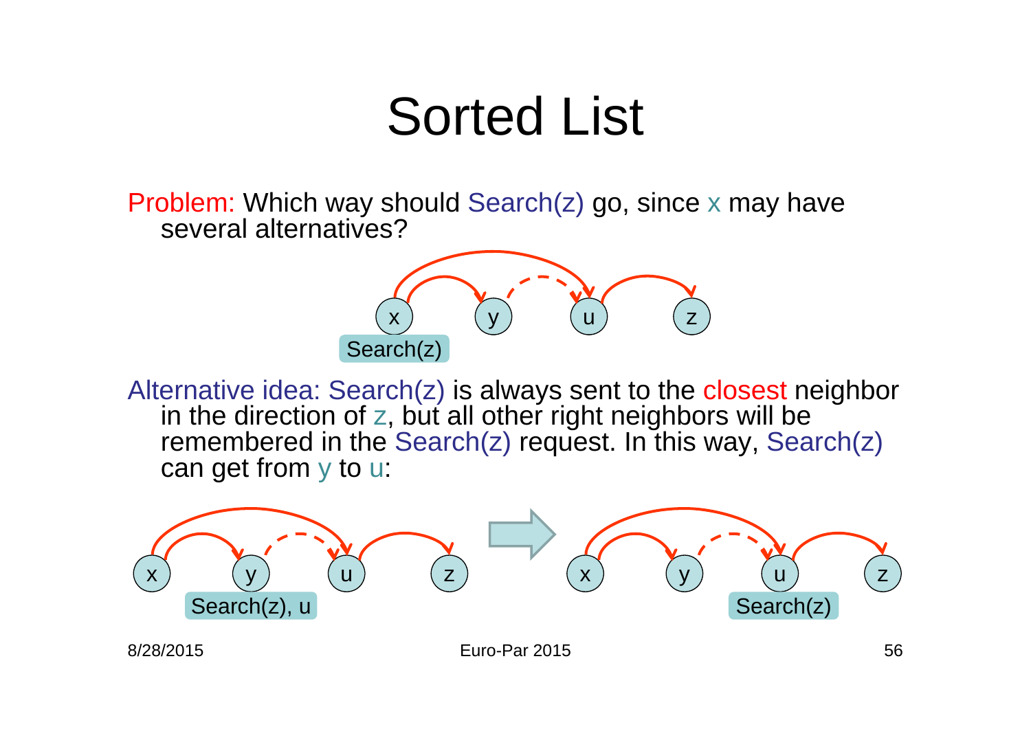# Sorted List

Problem: Which way should Search(z) go, since x may have several alternatives?

Alternative idea: Search(z) is always sent to the closest neighbor in the direction of z, but all other right neighbors will be remembered in the Search(z) request. In this way, Search(z) can get from y to u: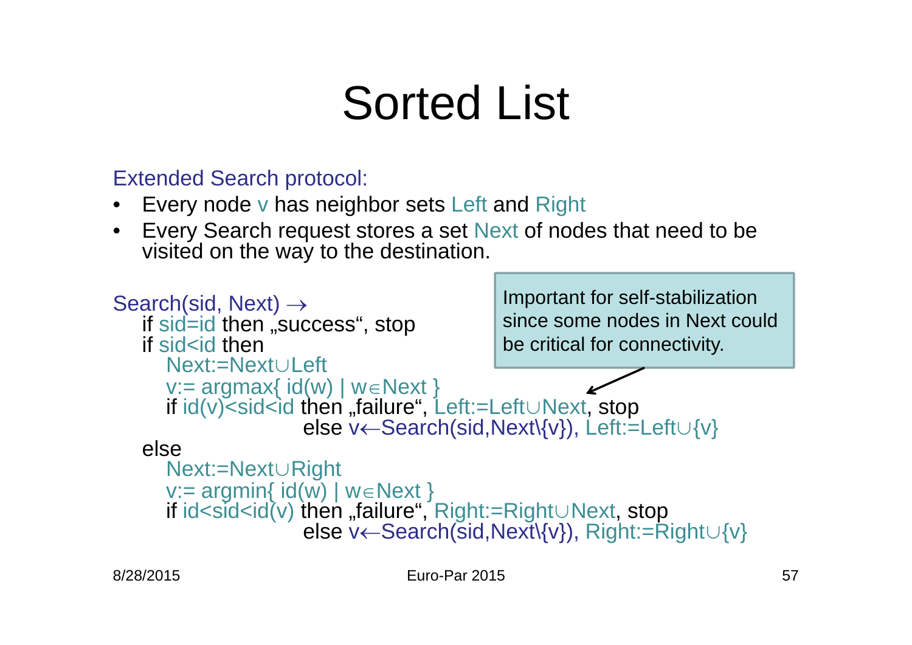# Sorted List

Extended Search protocol:

- Every node v has neighbor sets Left and Right
- Every Search request stores a set Next of nodes that need to be visited on the way to the destination.

```
Search(sid, Next) →
   if sid=id then „success“, stop
   if sid<id then
      Next:=Next∪Left
      v:= argmax{ id(w) | w∈Next }
      if id(v)<sid<id then „failure“, Left:=Left∪Next, stop
                     else v←Search(sid,Next\{v}), Left:=Left∪{v}
   else
      Next:=Next∪Right
      v:= argmin{ id(w) | w∈Next }
      if id<sid<id(v) then „failure“, Right:=Right∪Next, stop
                     else v←Search(sid,Next\{v}), Right:=Right∪{v}
```

Important for self-stabilization since some nodes in Next could be critical for connectivity.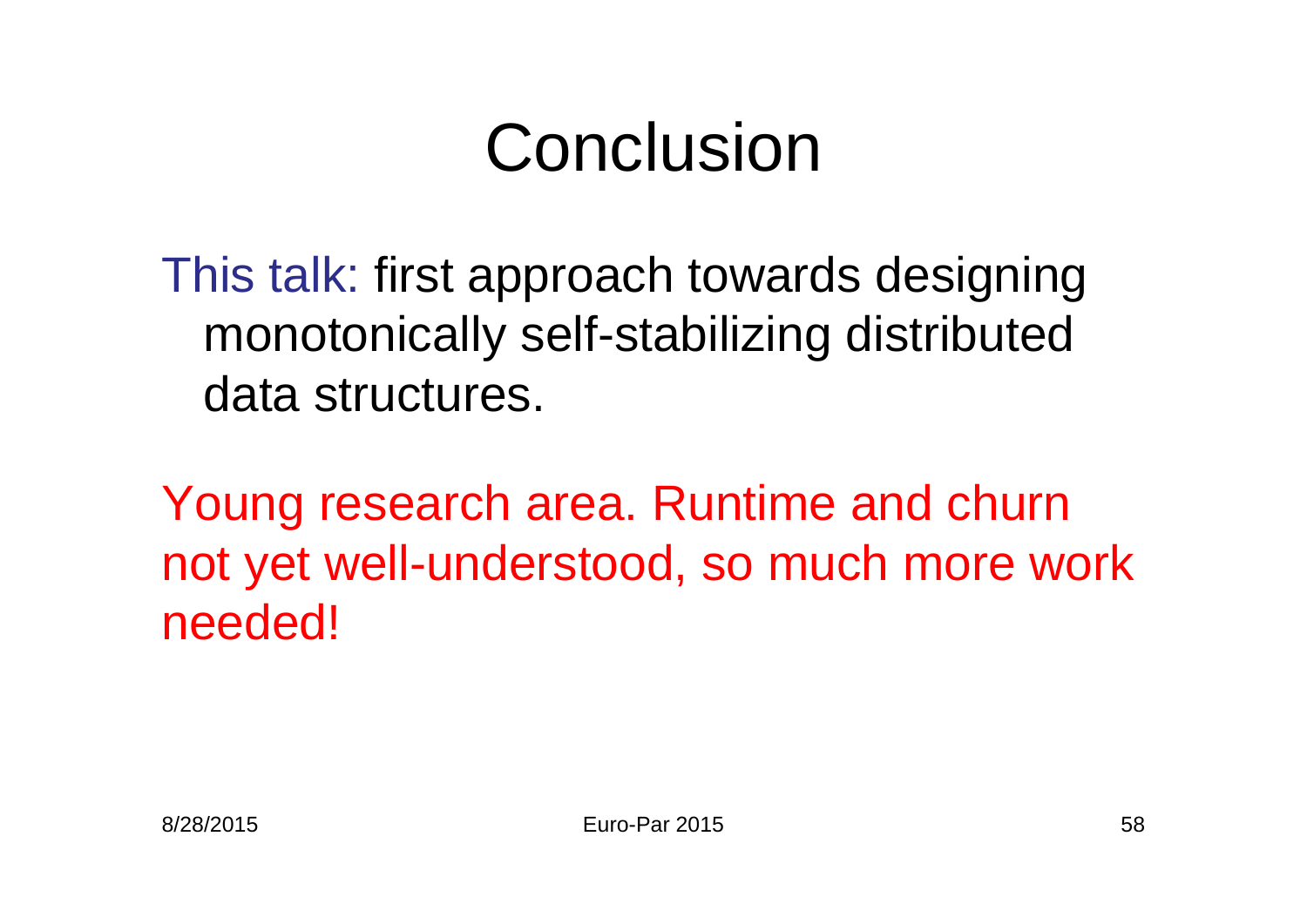# Conclusion

This talk: first approach towards designing monotonically self-stabilizing distributed data structures.

Young research area. Runtime and churn not yet well-understood, so much more work needed!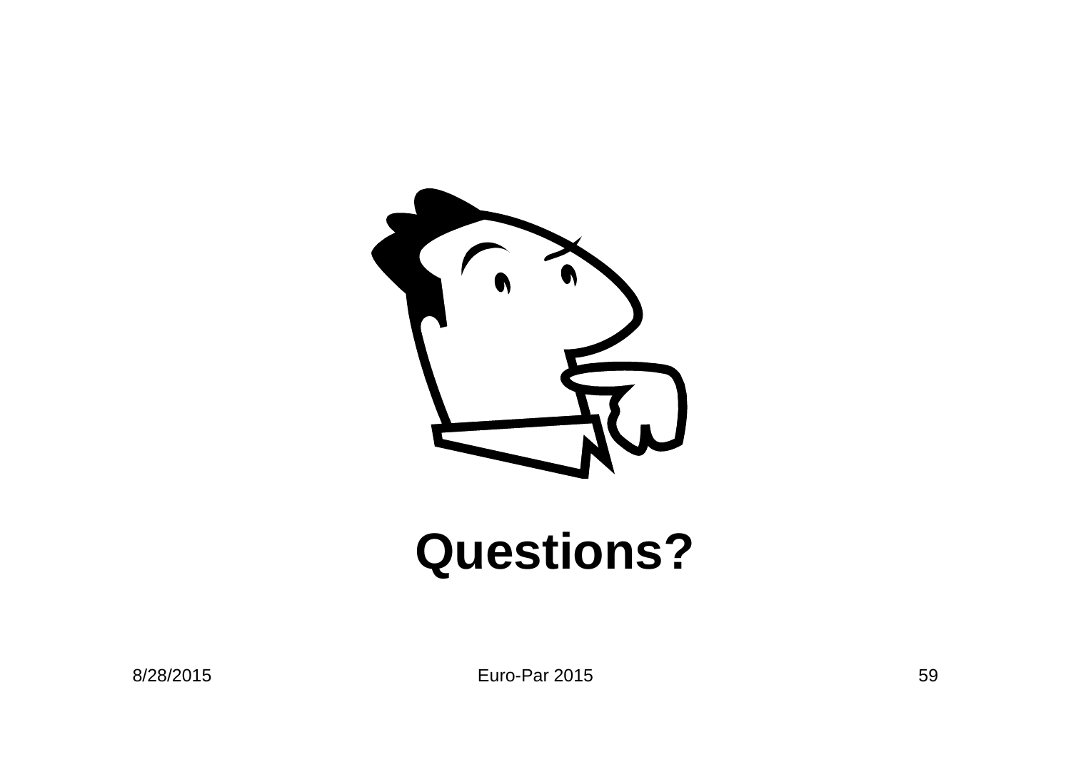# Questions?